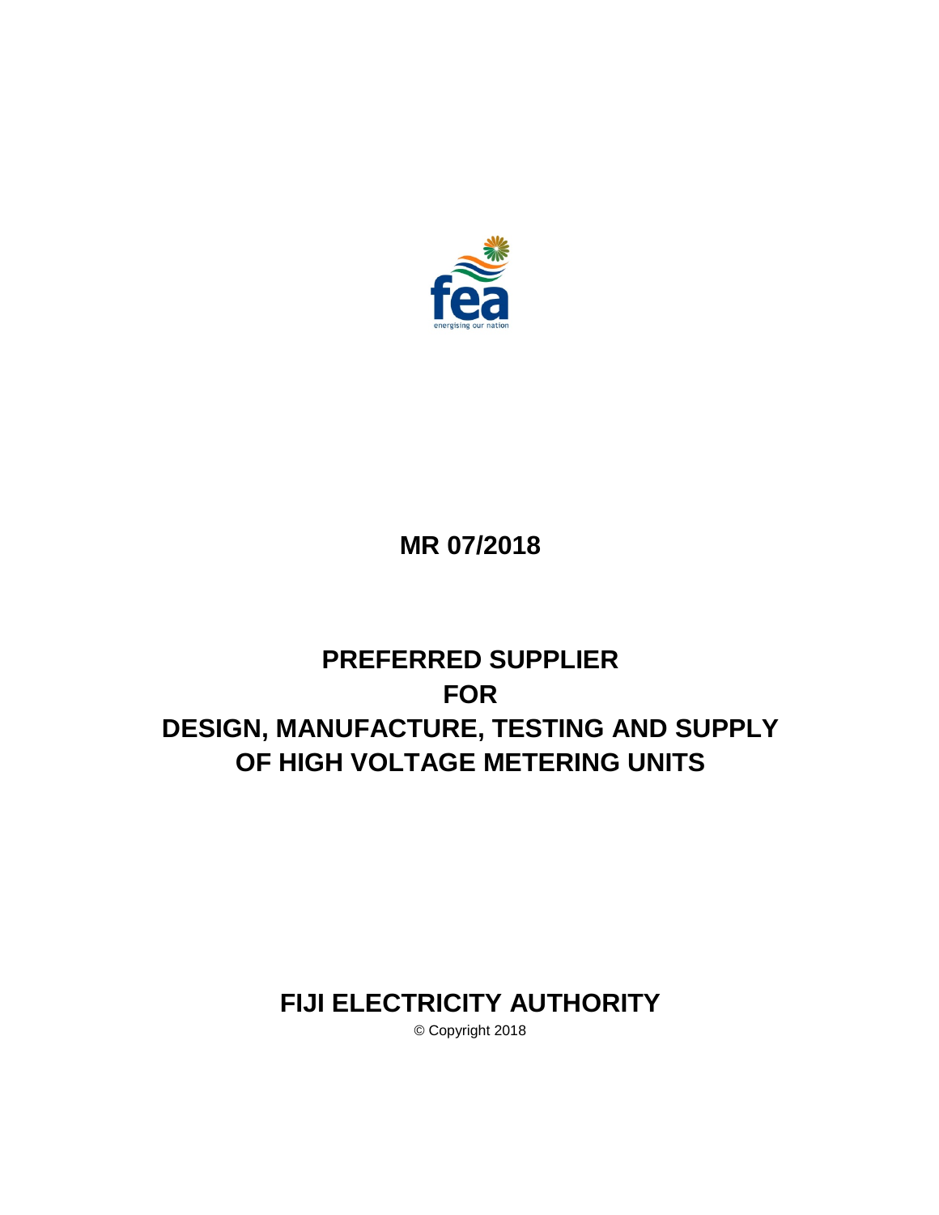# MR 07/2018

# PREFERRED SUPPLIER
# FOR
# DESIGN, MANUFACTURE, TESTING AND SUPPLY OF HIGH VOLTAGE METERING UNITS

**FIJI ELECTRICITY AUTHORITY**

© Copyright 2018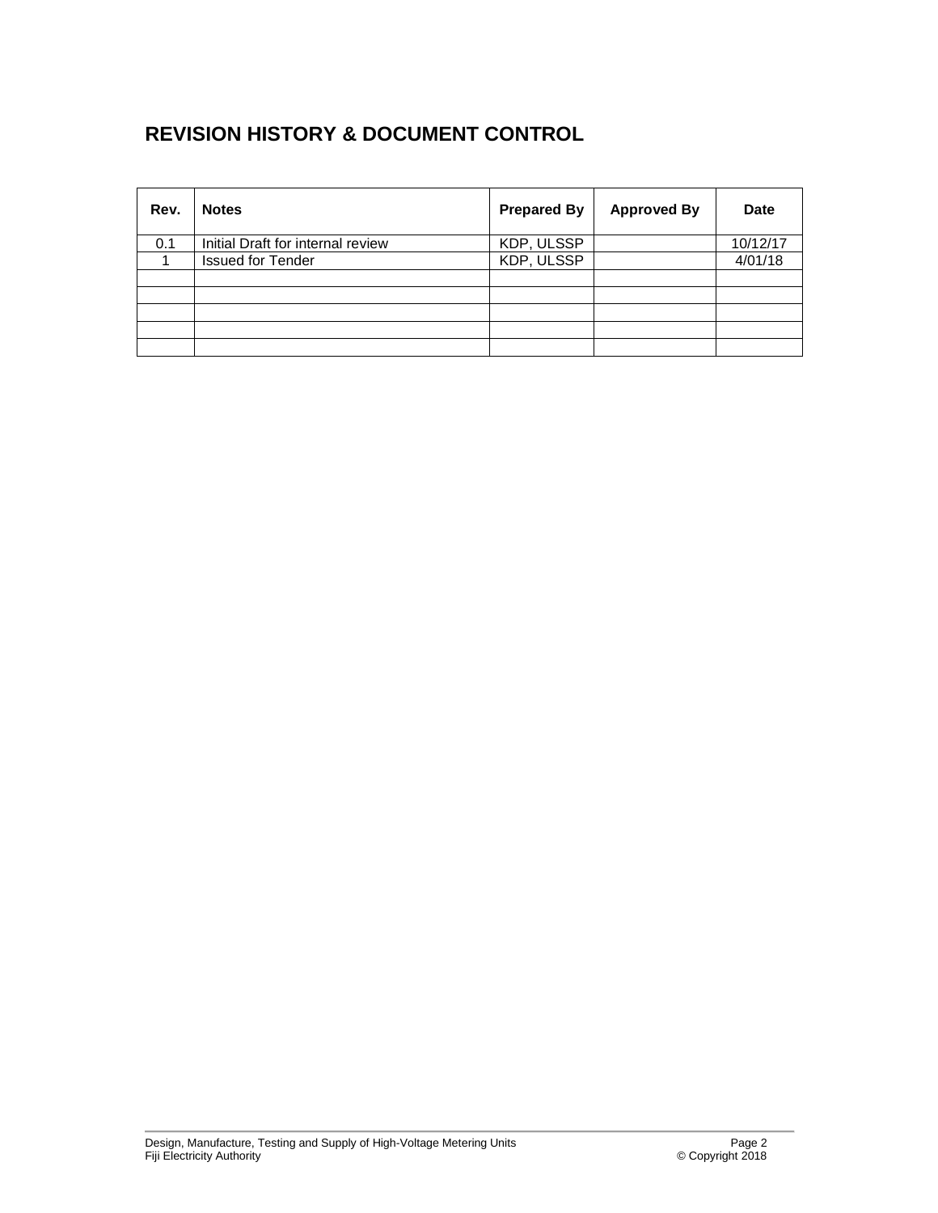# REVISION HISTORY & DOCUMENT CONTROL

| Rev. | Notes | Prepared By | Approved By | Date |
|---|---|---|---|---|
| 0.1 | Initial Draft for internal review | KDP, ULSSP | | 10/12/17 |
| 1 | Issued for Tender | KDP, ULSSP | | 4/01/18 |
| | | | | |
| | | | | |
| | | | | |
| | | | | |
| | | | | |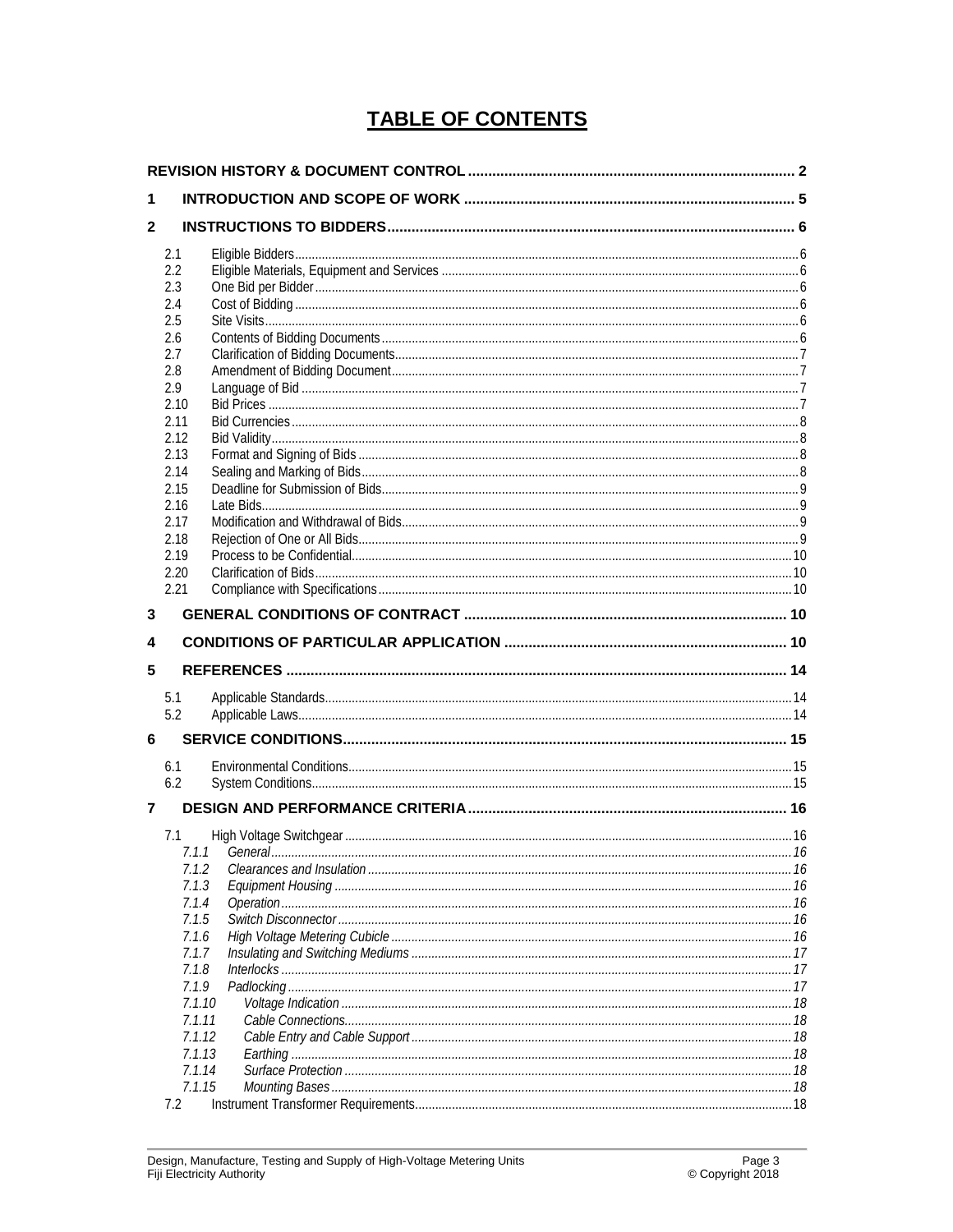# TABLE OF CONTENTS

**REVISION HISTORY & DOCUMENT CONTROL** ........ 2

**1 INTRODUCTION AND SCOPE OF WORK** ........ 5

**2 INSTRUCTIONS TO BIDDERS** ........ 6

- 2.1 Eligible Bidders ........ 6
- 2.2 Eligible Materials, Equipment and Services ........ 6
- 2.3 One Bid per Bidder ........ 6
- 2.4 Cost of Bidding ........ 6
- 2.5 Site Visits ........ 6
- 2.6 Contents of Bidding Documents ........ 6
- 2.7 Clarification of Bidding Documents ........ 7
- 2.8 Amendment of Bidding Document ........ 7
- 2.9 Language of Bid ........ 7
- 2.10 Bid Prices ........ 7
- 2.11 Bid Currencies ........ 8
- 2.12 Bid Validity ........ 8
- 2.13 Format and Signing of Bids ........ 8
- 2.14 Sealing and Marking of Bids ........ 8
- 2.15 Deadline for Submission of Bids ........ 9
- 2.16 Late Bids ........ 9
- 2.17 Modification and Withdrawal of Bids ........ 9
- 2.18 Rejection of One or All Bids ........ 9
- 2.19 Process to be Confidential ........ 10
- 2.20 Clarification of Bids ........ 10
- 2.21 Compliance with Specifications ........ 10

**3 GENERAL CONDITIONS OF CONTRACT** ........ 10

**4 CONDITIONS OF PARTICULAR APPLICATION** ........ 10

**5 REFERENCES** ........ 14

- 5.1 Applicable Standards ........ 14
- 5.2 Applicable Laws ........ 14

**6 SERVICE CONDITIONS** ........ 15

- 6.1 Environmental Conditions ........ 15
- 6.2 System Conditions ........ 15

**7 DESIGN AND PERFORMANCE CRITERIA** ........ 16

- 7.1 High Voltage Switchgear ........ 16
  - *7.1.1 General ........ 16*
  - *7.1.2 Clearances and Insulation ........ 16*
  - *7.1.3 Equipment Housing ........ 16*
  - *7.1.4 Operation ........ 16*
  - *7.1.5 Switch Disconnector ........ 16*
  - *7.1.6 High Voltage Metering Cubicle ........ 16*
  - *7.1.7 Insulating and Switching Mediums ........ 17*
  - *7.1.8 Interlocks ........ 17*
  - *7.1.9 Padlocking ........ 17*
  - *7.1.10 Voltage Indication ........ 18*
  - *7.1.11 Cable Connections ........ 18*
  - *7.1.12 Cable Entry and Cable Support ........ 18*
  - *7.1.13 Earthing ........ 18*
  - *7.1.14 Surface Protection ........ 18*
  - *7.1.15 Mounting Bases ........ 18*
- 7.2 Instrument Transformer Requirements ........ 18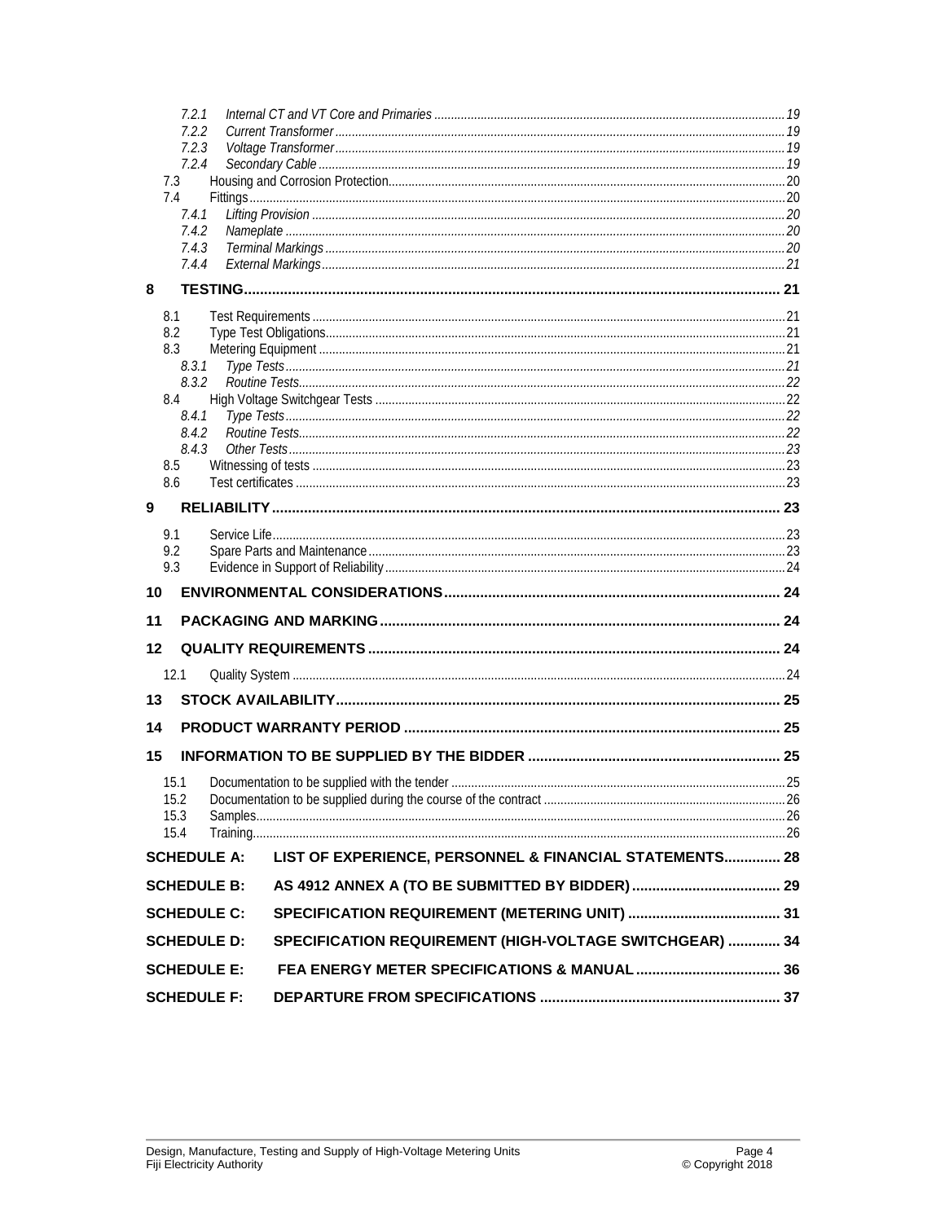7.2.1 *Internal CT and VT Core and Primaries* ... *19*
7.2.2 *Current Transformer* ... *19*
7.2.3 *Voltage Transformer* ... *19*
7.2.4 *Secondary Cable* ... *19*
7.3 Housing and Corrosion Protection ... 20
7.4 Fittings ... 20
7.4.1 *Lifting Provision* ... *20*
7.4.2 *Nameplate* ... *20*
7.4.3 *Terminal Markings* ... *20*
7.4.4 *External Markings* ... *21*

**8 TESTING ... 21**

8.1 Test Requirements ... 21
8.2 Type Test Obligations ... 21
8.3 Metering Equipment ... 21
8.3.1 *Type Tests* ... *21*
8.3.2 *Routine Tests* ... *22*
8.4 High Voltage Switchgear Tests ... 22
8.4.1 *Type Tests* ... *22*
8.4.2 *Routine Tests* ... *22*
8.4.3 *Other Tests* ... *23*
8.5 Witnessing of tests ... 23
8.6 Test certificates ... 23

**9 RELIABILITY ... 23**

9.1 Service Life ... 23
9.2 Spare Parts and Maintenance ... 23
9.3 Evidence in Support of Reliability ... 24

**10 ENVIRONMENTAL CONSIDERATIONS ... 24**

**11 PACKAGING AND MARKING ... 24**

**12 QUALITY REQUIREMENTS ... 24**

12.1 Quality System ... 24

**13 STOCK AVAILABILITY ... 25**

**14 PRODUCT WARRANTY PERIOD ... 25**

**15 INFORMATION TO BE SUPPLIED BY THE BIDDER ... 25**

15.1 Documentation to be supplied with the tender ... 25
15.2 Documentation to be supplied during the course of the contract ... 26
15.3 Samples ... 26
15.4 Training ... 26

**SCHEDULE A: LIST OF EXPERIENCE, PERSONNEL & FINANCIAL STATEMENTS ... 28**

**SCHEDULE B: AS 4912 ANNEX A (TO BE SUBMITTED BY BIDDER) ... 29**

**SCHEDULE C: SPECIFICATION REQUIREMENT (METERING UNIT) ... 31**

**SCHEDULE D: SPECIFICATION REQUIREMENT (HIGH-VOLTAGE SWITCHGEAR) ... 34**

**SCHEDULE E: FEA ENERGY METER SPECIFICATIONS & MANUAL ... 36**

**SCHEDULE F: DEPARTURE FROM SPECIFICATIONS ... 37**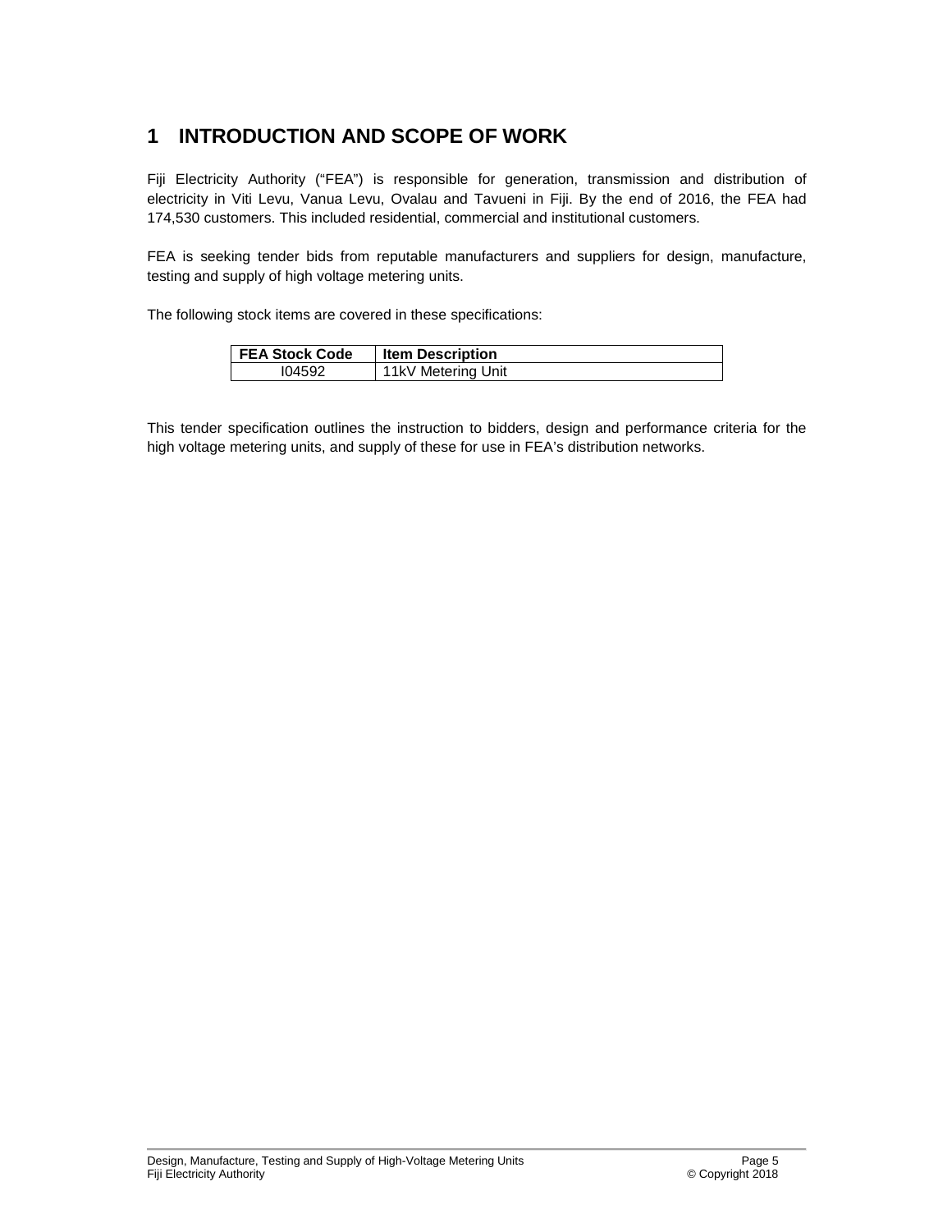# 1 INTRODUCTION AND SCOPE OF WORK

Fiji Electricity Authority ("FEA") is responsible for generation, transmission and distribution of electricity in Viti Levu, Vanua Levu, Ovalau and Tavueni in Fiji. By the end of 2016, the FEA had 174,530 customers. This included residential, commercial and institutional customers.

FEA is seeking tender bids from reputable manufacturers and suppliers for design, manufacture, testing and supply of high voltage metering units.

The following stock items are covered in these specifications:

| FEA Stock Code | Item Description |
|---|---|
| I04592 | 11kV Metering Unit |

This tender specification outlines the instruction to bidders, design and performance criteria for the high voltage metering units, and supply of these for use in FEA's distribution networks.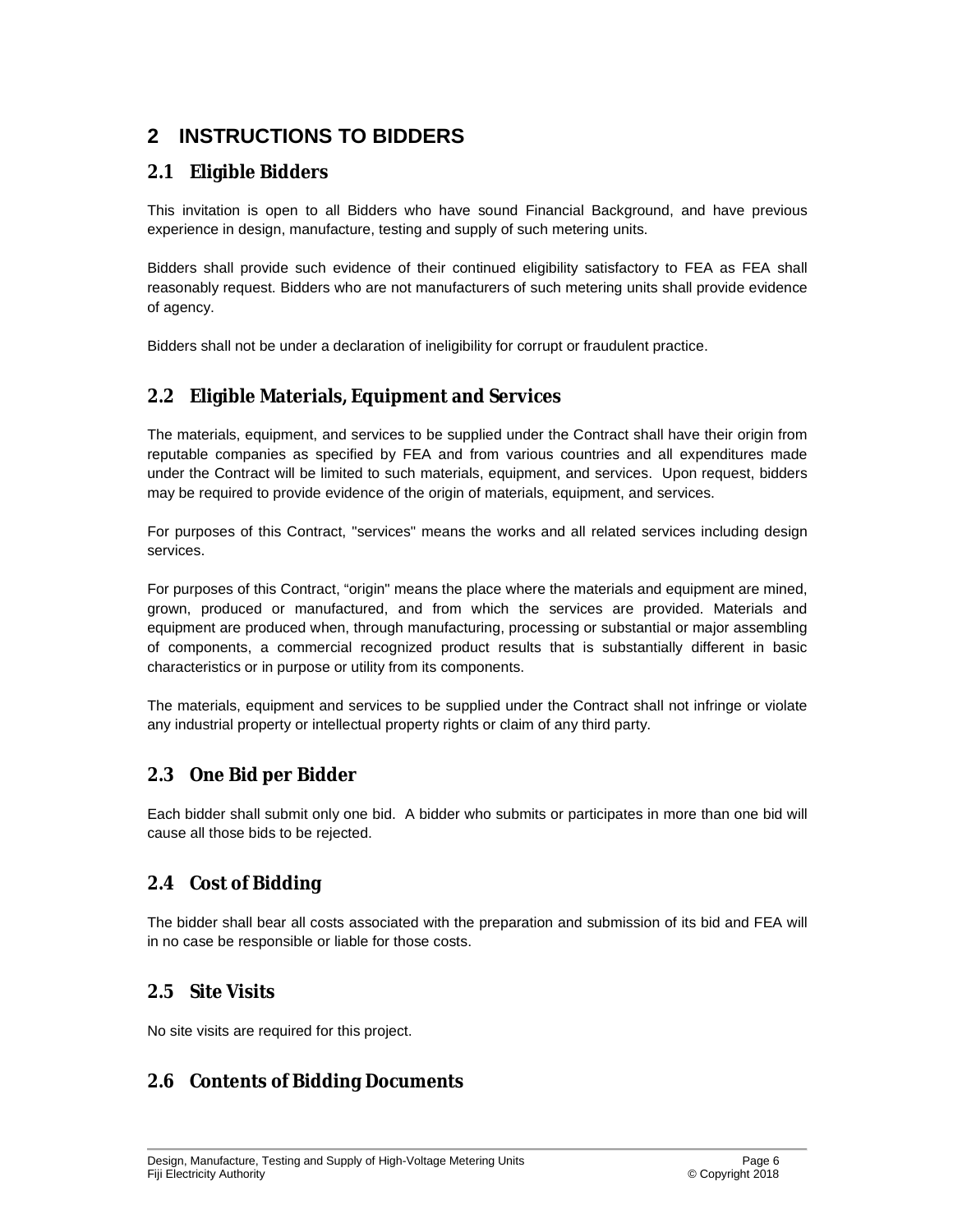# 2 INSTRUCTIONS TO BIDDERS

## 2.1 Eligible Bidders

This invitation is open to all Bidders who have sound Financial Background, and have previous experience in design, manufacture, testing and supply of such metering units.

Bidders shall provide such evidence of their continued eligibility satisfactory to FEA as FEA shall reasonably request. Bidders who are not manufacturers of such metering units shall provide evidence of agency.

Bidders shall not be under a declaration of ineligibility for corrupt or fraudulent practice.

## 2.2 Eligible Materials, Equipment and Services

The materials, equipment, and services to be supplied under the Contract shall have their origin from reputable companies as specified by FEA and from various countries and all expenditures made under the Contract will be limited to such materials, equipment, and services. Upon request, bidders may be required to provide evidence of the origin of materials, equipment, and services.

For purposes of this Contract, "services" means the works and all related services including design services.

For purposes of this Contract, "origin" means the place where the materials and equipment are mined, grown, produced or manufactured, and from which the services are provided. Materials and equipment are produced when, through manufacturing, processing or substantial or major assembling of components, a commercial recognized product results that is substantially different in basic characteristics or in purpose or utility from its components.

The materials, equipment and services to be supplied under the Contract shall not infringe or violate any industrial property or intellectual property rights or claim of any third party.

## 2.3 One Bid per Bidder

Each bidder shall submit only one bid. A bidder who submits or participates in more than one bid will cause all those bids to be rejected.

## 2.4 Cost of Bidding

The bidder shall bear all costs associated with the preparation and submission of its bid and FEA will in no case be responsible or liable for those costs.

## 2.5 Site Visits

No site visits are required for this project.

## 2.6 Contents of Bidding Documents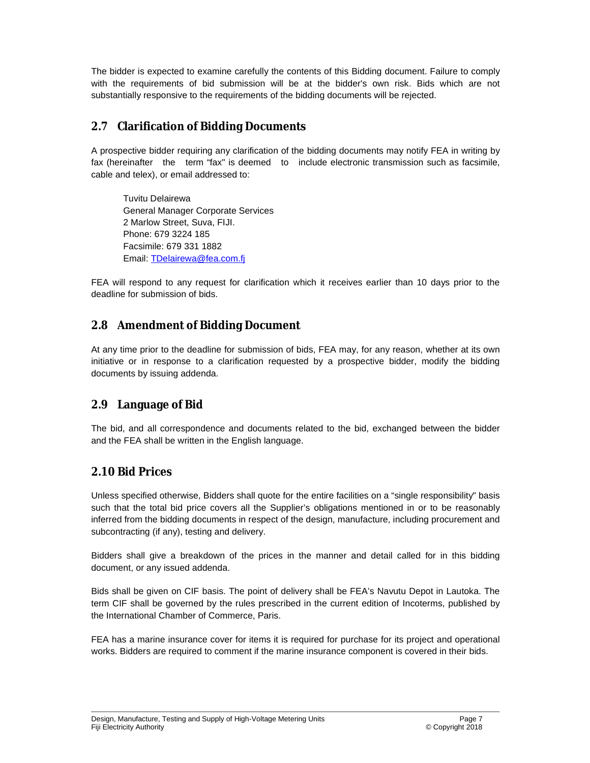The bidder is expected to examine carefully the contents of this Bidding document. Failure to comply with the requirements of bid submission will be at the bidder's own risk. Bids which are not substantially responsive to the requirements of the bidding documents will be rejected.

## 2.7 Clarification of Bidding Documents

A prospective bidder requiring any clarification of the bidding documents may notify FEA in writing by fax (hereinafter the term "fax" is deemed to include electronic transmission such as facsimile, cable and telex), or email addressed to:

Tuvitu Delairewa
General Manager Corporate Services
2 Marlow Street, Suva, FIJI.
Phone: 679 3224 185
Facsimile: 679 331 1882
Email: TDelairewa@fea.com.fj

FEA will respond to any request for clarification which it receives earlier than 10 days prior to the deadline for submission of bids.

## 2.8 Amendment of Bidding Document

At any time prior to the deadline for submission of bids, FEA may, for any reason, whether at its own initiative or in response to a clarification requested by a prospective bidder, modify the bidding documents by issuing addenda.

## 2.9 Language of Bid

The bid, and all correspondence and documents related to the bid, exchanged between the bidder and the FEA shall be written in the English language.

## 2.10 Bid Prices

Unless specified otherwise, Bidders shall quote for the entire facilities on a "single responsibility" basis such that the total bid price covers all the Supplier's obligations mentioned in or to be reasonably inferred from the bidding documents in respect of the design, manufacture, including procurement and subcontracting (if any), testing and delivery.

Bidders shall give a breakdown of the prices in the manner and detail called for in this bidding document, or any issued addenda.

Bids shall be given on CIF basis. The point of delivery shall be FEA's Navutu Depot in Lautoka. The term CIF shall be governed by the rules prescribed in the current edition of Incoterms, published by the International Chamber of Commerce, Paris.

FEA has a marine insurance cover for items it is required for purchase for its project and operational works. Bidders are required to comment if the marine insurance component is covered in their bids.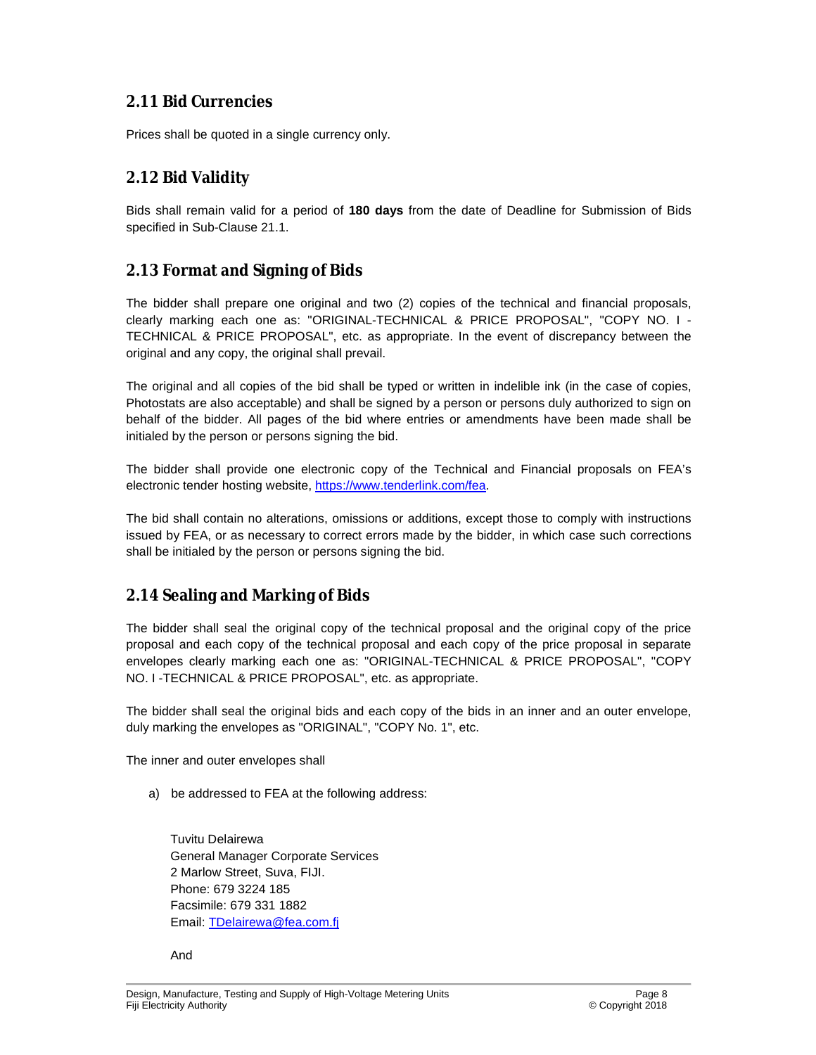## 2.11 Bid Currencies

Prices shall be quoted in a single currency only.

## 2.12 Bid Validity

Bids shall remain valid for a period of **180 days** from the date of Deadline for Submission of Bids specified in Sub-Clause 21.1.

## 2.13 Format and Signing of Bids

The bidder shall prepare one original and two (2) copies of the technical and financial proposals, clearly marking each one as: "ORIGINAL-TECHNICAL & PRICE PROPOSAL", "COPY NO. I - TECHNICAL & PRICE PROPOSAL", etc. as appropriate. In the event of discrepancy between the original and any copy, the original shall prevail.

The original and all copies of the bid shall be typed or written in indelible ink (in the case of copies, Photostats are also acceptable) and shall be signed by a person or persons duly authorized to sign on behalf of the bidder. All pages of the bid where entries or amendments have been made shall be initialed by the person or persons signing the bid.

The bidder shall provide one electronic copy of the Technical and Financial proposals on FEA's electronic tender hosting website, https://www.tenderlink.com/fea.

The bid shall contain no alterations, omissions or additions, except those to comply with instructions issued by FEA, or as necessary to correct errors made by the bidder, in which case such corrections shall be initialed by the person or persons signing the bid.

## 2.14 Sealing and Marking of Bids

The bidder shall seal the original copy of the technical proposal and the original copy of the price proposal and each copy of the technical proposal and each copy of the price proposal in separate envelopes clearly marking each one as: "ORIGINAL-TECHNICAL & PRICE PROPOSAL", "COPY NO. I -TECHNICAL & PRICE PROPOSAL", etc. as appropriate.

The bidder shall seal the original bids and each copy of the bids in an inner and an outer envelope, duly marking the envelopes as "ORIGINAL", "COPY No. 1", etc.

The inner and outer envelopes shall

a) be addressed to FEA at the following address:

Tuvitu Delairewa
General Manager Corporate Services
2 Marlow Street, Suva, FIJI.
Phone: 679 3224 185
Facsimile: 679 331 1882
Email: TDelairewa@fea.com.fj

And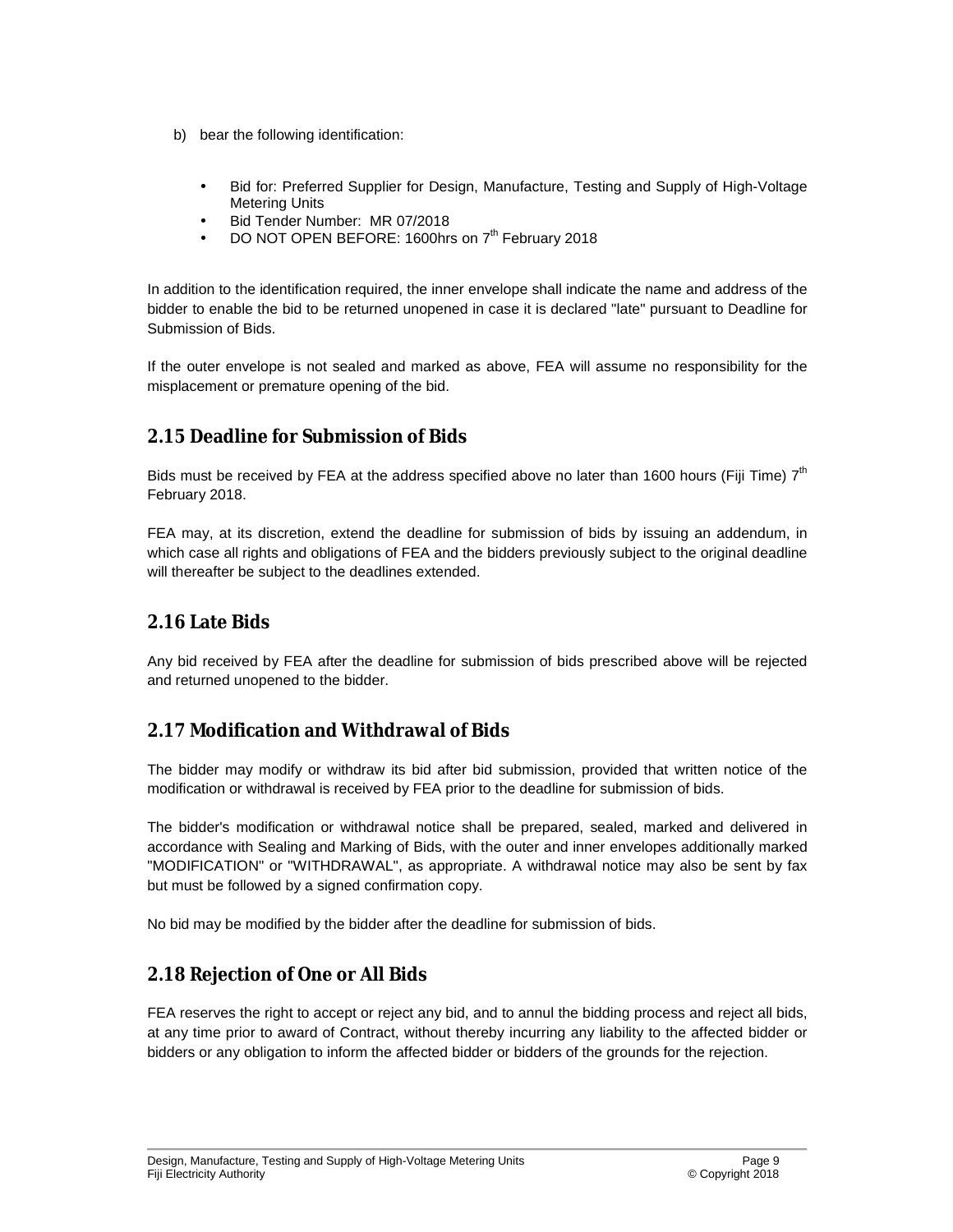b) bear the following identification:

- Bid for: Preferred Supplier for Design, Manufacture, Testing and Supply of High-Voltage Metering Units
- Bid Tender Number: MR 07/2018
- DO NOT OPEN BEFORE: 1600hrs on 7th February 2018

In addition to the identification required, the inner envelope shall indicate the name and address of the bidder to enable the bid to be returned unopened in case it is declared "late" pursuant to Deadline for Submission of Bids.

If the outer envelope is not sealed and marked as above, FEA will assume no responsibility for the misplacement or premature opening of the bid.

## 2.15 Deadline for Submission of Bids

Bids must be received by FEA at the address specified above no later than 1600 hours (Fiji Time) 7th February 2018.

FEA may, at its discretion, extend the deadline for submission of bids by issuing an addendum, in which case all rights and obligations of FEA and the bidders previously subject to the original deadline will thereafter be subject to the deadlines extended.

## 2.16 Late Bids

Any bid received by FEA after the deadline for submission of bids prescribed above will be rejected and returned unopened to the bidder.

## 2.17 Modification and Withdrawal of Bids

The bidder may modify or withdraw its bid after bid submission, provided that written notice of the modification or withdrawal is received by FEA prior to the deadline for submission of bids.

The bidder's modification or withdrawal notice shall be prepared, sealed, marked and delivered in accordance with Sealing and Marking of Bids, with the outer and inner envelopes additionally marked "MODIFICATION" or "WITHDRAWAL", as appropriate. A withdrawal notice may also be sent by fax but must be followed by a signed confirmation copy.

No bid may be modified by the bidder after the deadline for submission of bids.

## 2.18 Rejection of One or All Bids

FEA reserves the right to accept or reject any bid, and to annul the bidding process and reject all bids, at any time prior to award of Contract, without thereby incurring any liability to the affected bidder or bidders or any obligation to inform the affected bidder or bidders of the grounds for the rejection.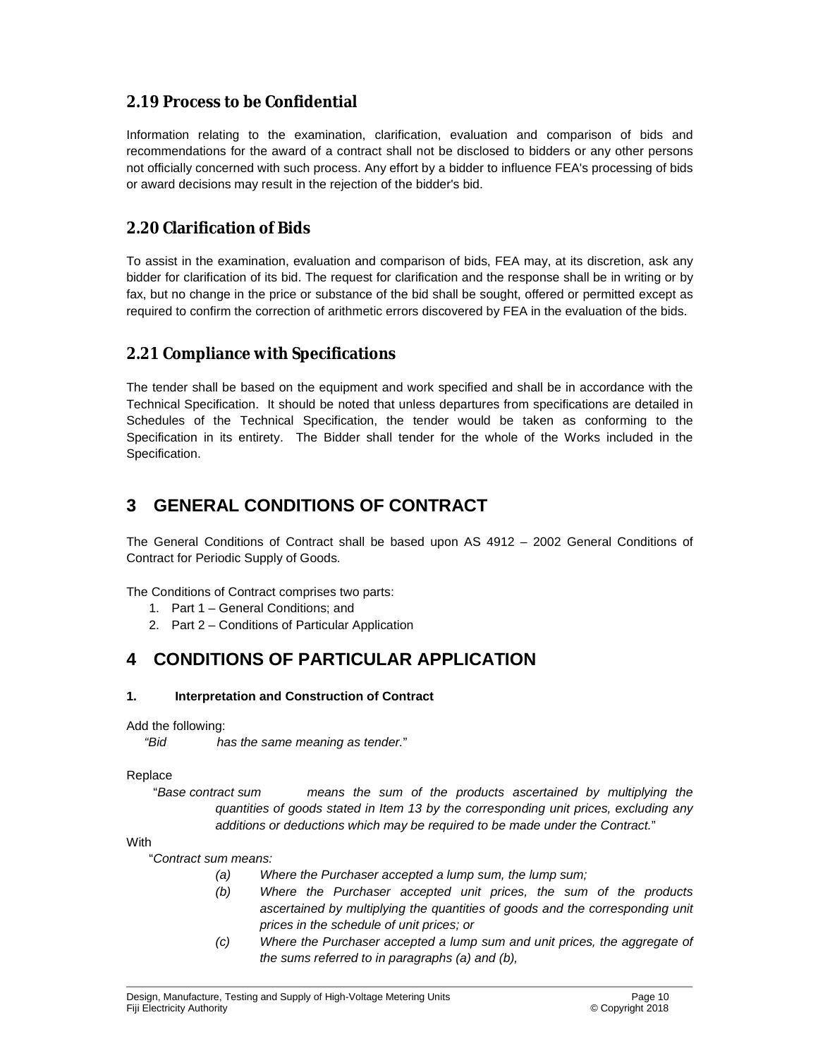## 2.19 Process to be Confidential

Information relating to the examination, clarification, evaluation and comparison of bids and recommendations for the award of a contract shall not be disclosed to bidders or any other persons not officially concerned with such process. Any effort by a bidder to influence FEA's processing of bids or award decisions may result in the rejection of the bidder's bid.

## 2.20 Clarification of Bids

To assist in the examination, evaluation and comparison of bids, FEA may, at its discretion, ask any bidder for clarification of its bid. The request for clarification and the response shall be in writing or by fax, but no change in the price or substance of the bid shall be sought, offered or permitted except as required to confirm the correction of arithmetic errors discovered by FEA in the evaluation of the bids.

## 2.21 Compliance with Specifications

The tender shall be based on the equipment and work specified and shall be in accordance with the Technical Specification. It should be noted that unless departures from specifications are detailed in Schedules of the Technical Specification, the tender would be taken as conforming to the Specification in its entirety. The Bidder shall tender for the whole of the Works included in the Specification.

# 3 GENERAL CONDITIONS OF CONTRACT

The General Conditions of Contract shall be based upon AS 4912 – 2002 General Conditions of Contract for Periodic Supply of Goods.

The Conditions of Contract comprises two parts:

1. Part 1 – General Conditions; and
2. Part 2 – Conditions of Particular Application

# 4 CONDITIONS OF PARTICULAR APPLICATION

**1. Interpretation and Construction of Contract**

Add the following:

*"Bid has the same meaning as tender."*

Replace

"*Base contract sum means the sum of the products ascertained by multiplying the quantities of goods stated in Item 13 by the corresponding unit prices, excluding any additions or deductions which may be required to be made under the Contract.*"

With

"*Contract sum means:*

*(a) Where the Purchaser accepted a lump sum, the lump sum;*

*(b) Where the Purchaser accepted unit prices, the sum of the products ascertained by multiplying the quantities of goods and the corresponding unit prices in the schedule of unit prices; or*

*(c) Where the Purchaser accepted a lump sum and unit prices, the aggregate of the sums referred to in paragraphs (a) and (b),*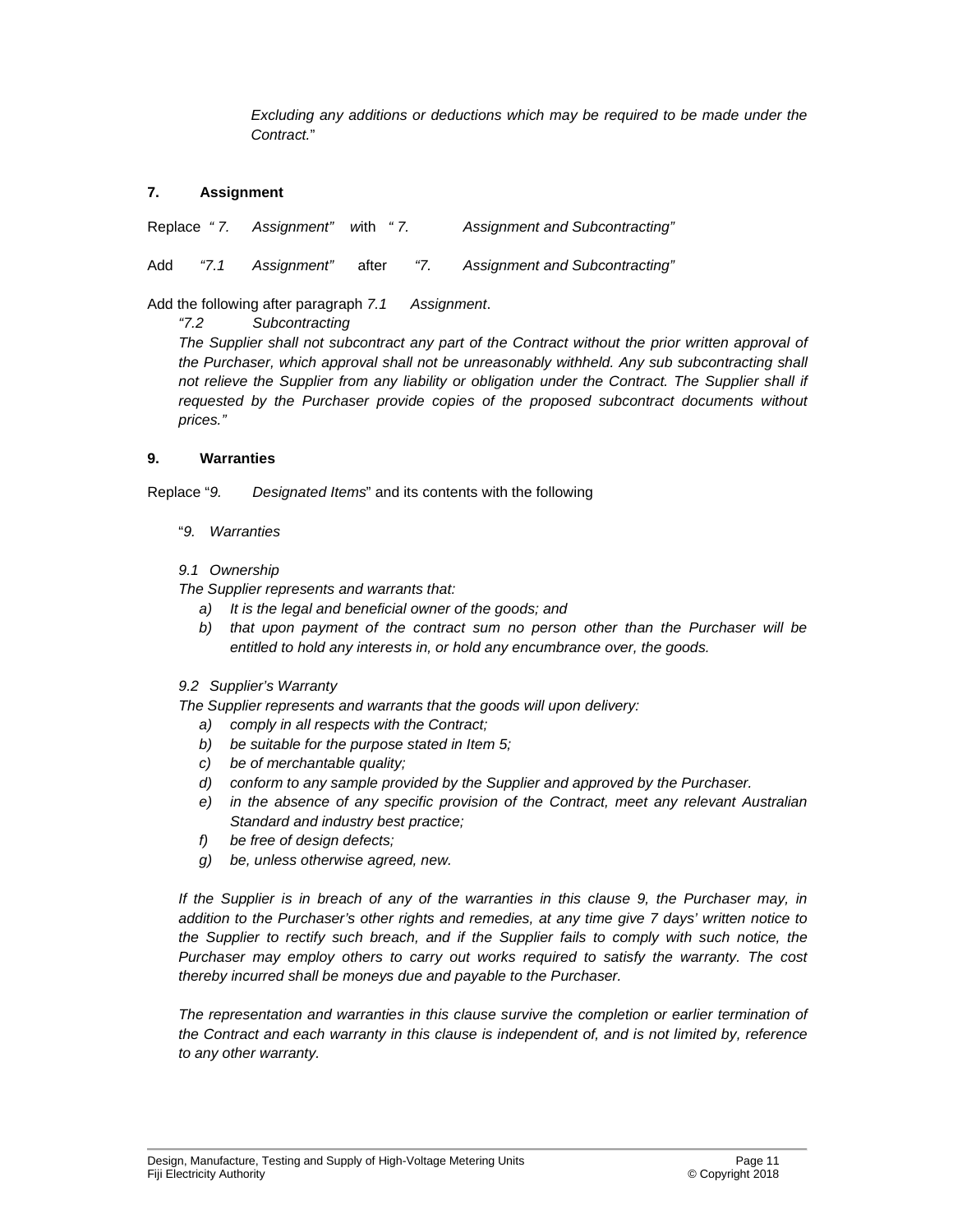*Excluding any additions or deductions which may be required to be made under the Contract.*"

### 7. Assignment

Replace *" 7. Assignment"* with *" 7. Assignment and Subcontracting"*

Add *"7.1 Assignment"* after *"7. Assignment and Subcontracting"*

Add the following after paragraph *7.1 Assignment*.

*"7.2 Subcontracting*

*The Supplier shall not subcontract any part of the Contract without the prior written approval of the Purchaser, which approval shall not be unreasonably withheld. Any sub subcontracting shall not relieve the Supplier from any liability or obligation under the Contract. The Supplier shall if requested by the Purchaser provide copies of the proposed subcontract documents without prices."*

### 9. Warranties

Replace "*9. Designated Items*" and its contents with the following

"*9. Warranties*

*9.1 Ownership*

*The Supplier represents and warrants that:*

- *a) It is the legal and beneficial owner of the goods; and*
- *b) that upon payment of the contract sum no person other than the Purchaser will be entitled to hold any interests in, or hold any encumbrance over, the goods.*

*9.2 Supplier's Warranty*

*The Supplier represents and warrants that the goods will upon delivery:*

- *a) comply in all respects with the Contract;*
- *b) be suitable for the purpose stated in Item 5;*
- *c) be of merchantable quality;*
- *d) conform to any sample provided by the Supplier and approved by the Purchaser.*
- *e) in the absence of any specific provision of the Contract, meet any relevant Australian Standard and industry best practice;*
- *f) be free of design defects;*
- *g) be, unless otherwise agreed, new.*

*If the Supplier is in breach of any of the warranties in this clause 9, the Purchaser may, in addition to the Purchaser's other rights and remedies, at any time give 7 days' written notice to the Supplier to rectify such breach, and if the Supplier fails to comply with such notice, the Purchaser may employ others to carry out works required to satisfy the warranty. The cost thereby incurred shall be moneys due and payable to the Purchaser.*

*The representation and warranties in this clause survive the completion or earlier termination of the Contract and each warranty in this clause is independent of, and is not limited by, reference to any other warranty.*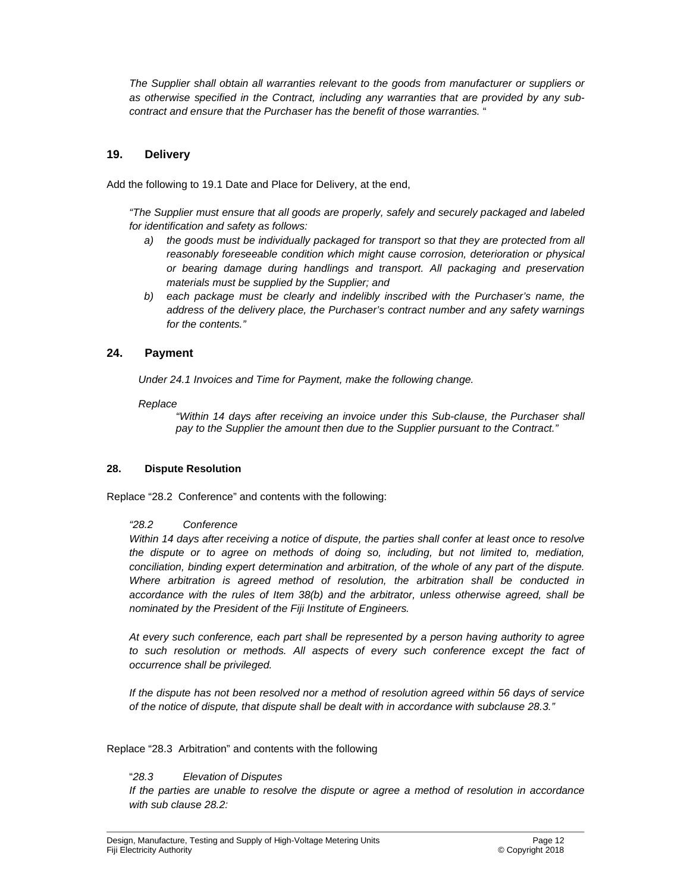*The Supplier shall obtain all warranties relevant to the goods from manufacturer or suppliers or as otherwise specified in the Contract, including any warranties that are provided by any sub-contract and ensure that the Purchaser has the benefit of those warranties.* "

## 19. Delivery

Add the following to 19.1 Date and Place for Delivery, at the end,

*"The Supplier must ensure that all goods are properly, safely and securely packaged and labeled for identification and safety as follows:*

- *a) the goods must be individually packaged for transport so that they are protected from all reasonably foreseeable condition which might cause corrosion, deterioration or physical or bearing damage during handlings and transport. All packaging and preservation materials must be supplied by the Supplier; and*
- *b) each package must be clearly and indelibly inscribed with the Purchaser's name, the address of the delivery place, the Purchaser's contract number and any safety warnings for the contents."*

## 24. Payment

*Under 24.1 Invoices and Time for Payment, make the following change.*

*Replace*

*"Within 14 days after receiving an invoice under this Sub-clause, the Purchaser shall pay to the Supplier the amount then due to the Supplier pursuant to the Contract."*

## 28. Dispute Resolution

Replace "28.2 Conference" and contents with the following:

*"28.2 Conference*

*Within 14 days after receiving a notice of dispute, the parties shall confer at least once to resolve the dispute or to agree on methods of doing so, including, but not limited to, mediation, conciliation, binding expert determination and arbitration, of the whole of any part of the dispute. Where arbitration is agreed method of resolution, the arbitration shall be conducted in accordance with the rules of Item 38(b) and the arbitrator, unless otherwise agreed, shall be nominated by the President of the Fiji Institute of Engineers.*

*At every such conference, each part shall be represented by a person having authority to agree to such resolution or methods. All aspects of every such conference except the fact of occurrence shall be privileged.*

*If the dispute has not been resolved nor a method of resolution agreed within 56 days of service of the notice of dispute, that dispute shall be dealt with in accordance with subclause 28.3."*

Replace "28.3 Arbitration" and contents with the following

"*28.3 Elevation of Disputes*

*If the parties are unable to resolve the dispute or agree a method of resolution in accordance with sub clause 28.2:*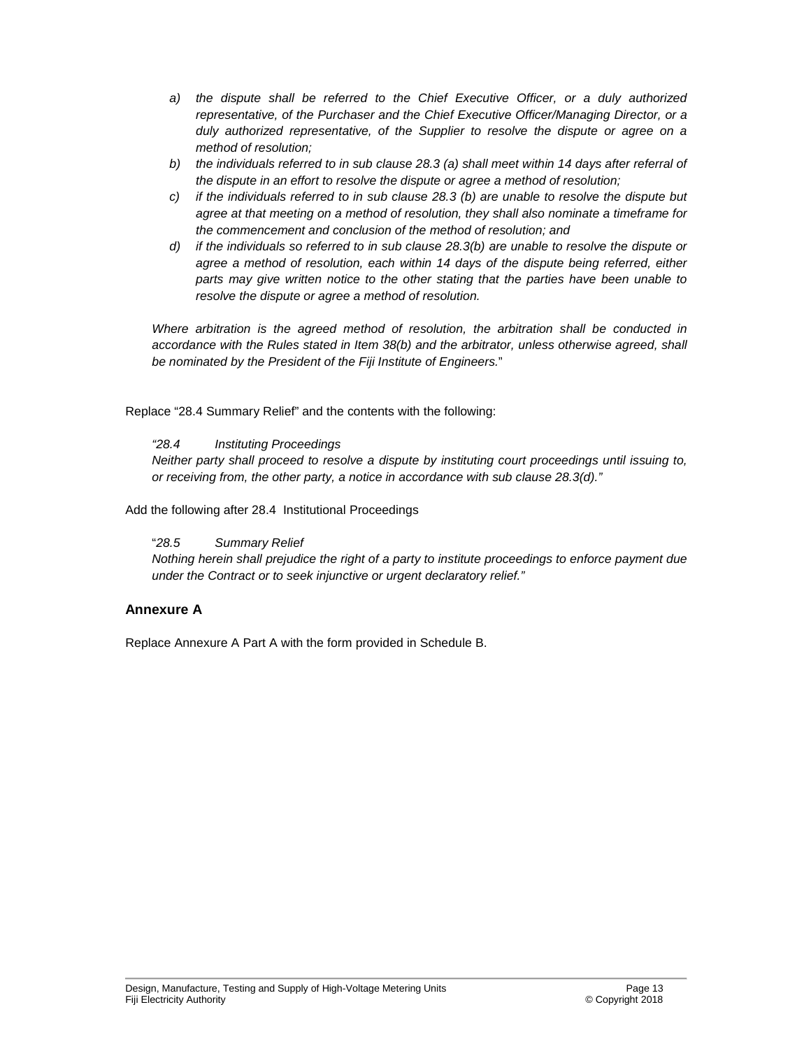*a) the dispute shall be referred to the Chief Executive Officer, or a duly authorized representative, of the Purchaser and the Chief Executive Officer/Managing Director, or a duly authorized representative, of the Supplier to resolve the dispute or agree on a method of resolution;*

*b) the individuals referred to in sub clause 28.3 (a) shall meet within 14 days after referral of the dispute in an effort to resolve the dispute or agree a method of resolution;*

*c) if the individuals referred to in sub clause 28.3 (b) are unable to resolve the dispute but agree at that meeting on a method of resolution, they shall also nominate a timeframe for the commencement and conclusion of the method of resolution; and*

*d) if the individuals so referred to in sub clause 28.3(b) are unable to resolve the dispute or agree a method of resolution, each within 14 days of the dispute being referred, either parts may give written notice to the other stating that the parties have been unable to resolve the dispute or agree a method of resolution.*

*Where arbitration is the agreed method of resolution, the arbitration shall be conducted in accordance with the Rules stated in Item 38(b) and the arbitrator, unless otherwise agreed, shall be nominated by the President of the Fiji Institute of Engineers.*"

Replace "28.4 Summary Relief" and the contents with the following:

*"28.4 Instituting Proceedings*
*Neither party shall proceed to resolve a dispute by instituting court proceedings until issuing to, or receiving from, the other party, a notice in accordance with sub clause 28.3(d)."*

Add the following after 28.4 Institutional Proceedings

"*28.5 Summary Relief*
*Nothing herein shall prejudice the right of a party to institute proceedings to enforce payment due under the Contract or to seek injunctive or urgent declaratory relief."*

### Annexure A

Replace Annexure A Part A with the form provided in Schedule B.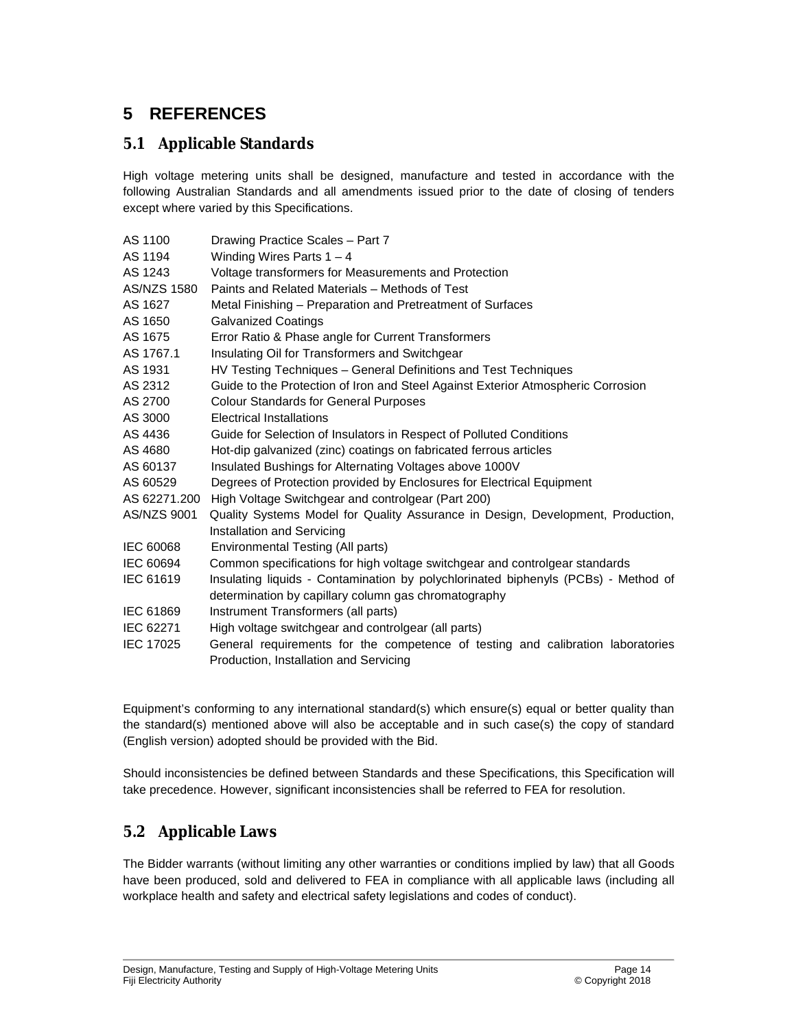# 5 REFERENCES

## 5.1 Applicable Standards

High voltage metering units shall be designed, manufacture and tested in accordance with the following Australian Standards and all amendments issued prior to the date of closing of tenders except where varied by this Specifications.

| | |
|---|---|
| AS 1100 | Drawing Practice Scales – Part 7 |
| AS 1194 | Winding Wires Parts 1 – 4 |
| AS 1243 | Voltage transformers for Measurements and Protection |
| AS/NZS 1580 | Paints and Related Materials – Methods of Test |
| AS 1627 | Metal Finishing – Preparation and Pretreatment of Surfaces |
| AS 1650 | Galvanized Coatings |
| AS 1675 | Error Ratio & Phase angle for Current Transformers |
| AS 1767.1 | Insulating Oil for Transformers and Switchgear |
| AS 1931 | HV Testing Techniques – General Definitions and Test Techniques |
| AS 2312 | Guide to the Protection of Iron and Steel Against Exterior Atmospheric Corrosion |
| AS 2700 | Colour Standards for General Purposes |
| AS 3000 | Electrical Installations |
| AS 4436 | Guide for Selection of Insulators in Respect of Polluted Conditions |
| AS 4680 | Hot-dip galvanized (zinc) coatings on fabricated ferrous articles |
| AS 60137 | Insulated Bushings for Alternating Voltages above 1000V |
| AS 60529 | Degrees of Protection provided by Enclosures for Electrical Equipment |
| AS 62271.200 | High Voltage Switchgear and controlgear (Part 200) |
| AS/NZS 9001 | Quality Systems Model for Quality Assurance in Design, Development, Production, Installation and Servicing |
| IEC 60068 | Environmental Testing (All parts) |
| IEC 60694 | Common specifications for high voltage switchgear and controlgear standards |
| IEC 61619 | Insulating liquids - Contamination by polychlorinated biphenyls (PCBs) - Method of determination by capillary column gas chromatography |
| IEC 61869 | Instrument Transformers (all parts) |
| IEC 62271 | High voltage switchgear and controlgear (all parts) |
| IEC 17025 | General requirements for the competence of testing and calibration laboratories Production, Installation and Servicing |

Equipment's conforming to any international standard(s) which ensure(s) equal or better quality than the standard(s) mentioned above will also be acceptable and in such case(s) the copy of standard (English version) adopted should be provided with the Bid.

Should inconsistencies be defined between Standards and these Specifications, this Specification will take precedence. However, significant inconsistencies shall be referred to FEA for resolution.

## 5.2 Applicable Laws

The Bidder warrants (without limiting any other warranties or conditions implied by law) that all Goods have been produced, sold and delivered to FEA in compliance with all applicable laws (including all workplace health and safety and electrical safety legislations and codes of conduct).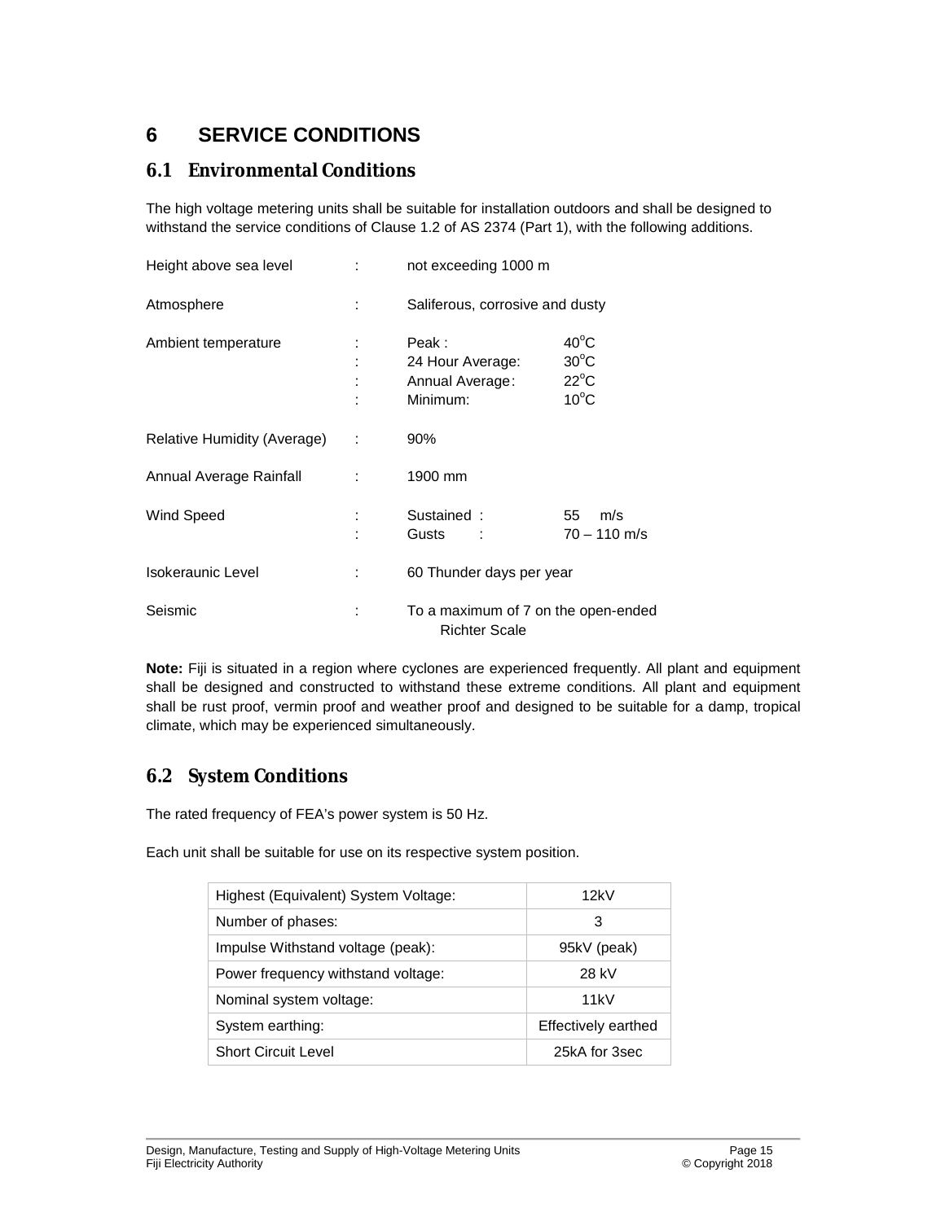# 6 SERVICE CONDITIONS

## 6.1 Environmental Conditions

The high voltage metering units shall be suitable for installation outdoors and shall be designed to withstand the service conditions of Clause 1.2 of AS 2374 (Part 1), with the following additions.

| | | | |
|---|---|---|---|
| Height above sea level | : | not exceeding 1000 m | |
| Atmosphere | : | Saliferous, corrosive and dusty | |
| Ambient temperature | : | Peak : | 40°C |
| | : | 24 Hour Average: | 30°C |
| | : | Annual Average: | 22°C |
| | : | Minimum: | 10°C |
| Relative Humidity (Average) | : | 90% | |
| Annual Average Rainfall | : | 1900 mm | |
| Wind Speed | : | Sustained : | 55 m/s |
| | : | Gusts : | 70 – 110 m/s |
| Isokeraunic Level | : | 60 Thunder days per year | |
| Seismic | : | To a maximum of 7 on the open-ended Richter Scale | |

**Note:** Fiji is situated in a region where cyclones are experienced frequently. All plant and equipment shall be designed and constructed to withstand these extreme conditions. All plant and equipment shall be rust proof, vermin proof and weather proof and designed to be suitable for a damp, tropical climate, which may be experienced simultaneously.

## 6.2 System Conditions

The rated frequency of FEA's power system is 50 Hz.

Each unit shall be suitable for use on its respective system position.

| | |
|---|---|
| Highest (Equivalent) System Voltage: | 12kV |
| Number of phases: | 3 |
| Impulse Withstand voltage (peak): | 95kV (peak) |
| Power frequency withstand voltage: | 28 kV |
| Nominal system voltage: | 11kV |
| System earthing: | Effectively earthed |
| Short Circuit Level | 25kA for 3sec |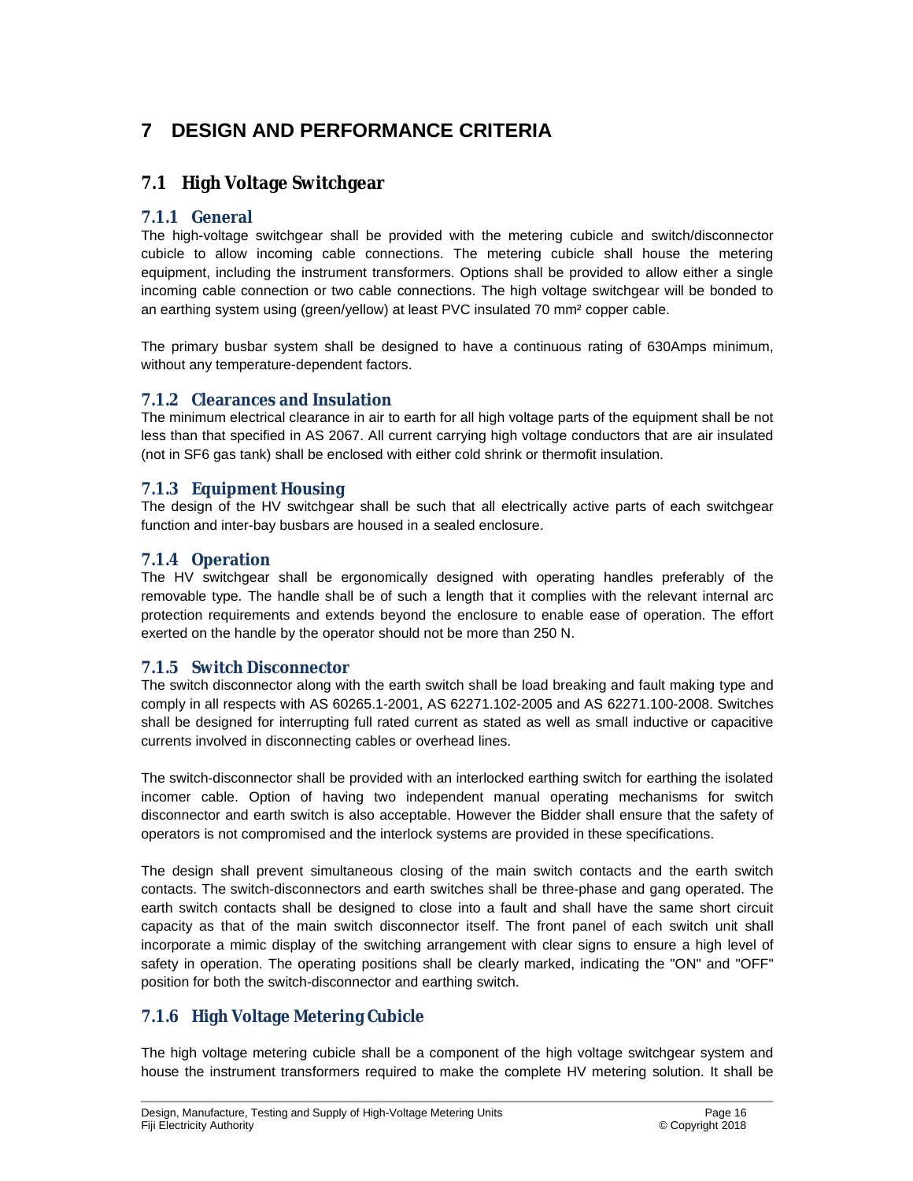# 7 DESIGN AND PERFORMANCE CRITERIA

## 7.1 High Voltage Switchgear

### 7.1.1 General

The high-voltage switchgear shall be provided with the metering cubicle and switch/disconnector cubicle to allow incoming cable connections. The metering cubicle shall house the metering equipment, including the instrument transformers. Options shall be provided to allow either a single incoming cable connection or two cable connections. The high voltage switchgear will be bonded to an earthing system using (green/yellow) at least PVC insulated 70 mm² copper cable.

The primary busbar system shall be designed to have a continuous rating of 630Amps minimum, without any temperature-dependent factors.

### 7.1.2 Clearances and Insulation

The minimum electrical clearance in air to earth for all high voltage parts of the equipment shall be not less than that specified in AS 2067. All current carrying high voltage conductors that are air insulated (not in SF6 gas tank) shall be enclosed with either cold shrink or thermofit insulation.

### 7.1.3 Equipment Housing

The design of the HV switchgear shall be such that all electrically active parts of each switchgear function and inter-bay busbars are housed in a sealed enclosure.

### 7.1.4 Operation

The HV switchgear shall be ergonomically designed with operating handles preferably of the removable type. The handle shall be of such a length that it complies with the relevant internal arc protection requirements and extends beyond the enclosure to enable ease of operation. The effort exerted on the handle by the operator should not be more than 250 N.

### 7.1.5 Switch Disconnector

The switch disconnector along with the earth switch shall be load breaking and fault making type and comply in all respects with AS 60265.1-2001, AS 62271.102-2005 and AS 62271.100-2008. Switches shall be designed for interrupting full rated current as stated as well as small inductive or capacitive currents involved in disconnecting cables or overhead lines.

The switch-disconnector shall be provided with an interlocked earthing switch for earthing the isolated incomer cable. Option of having two independent manual operating mechanisms for switch disconnector and earth switch is also acceptable. However the Bidder shall ensure that the safety of operators is not compromised and the interlock systems are provided in these specifications.

The design shall prevent simultaneous closing of the main switch contacts and the earth switch contacts. The switch-disconnectors and earth switches shall be three-phase and gang operated. The earth switch contacts shall be designed to close into a fault and shall have the same short circuit capacity as that of the main switch disconnector itself. The front panel of each switch unit shall incorporate a mimic display of the switching arrangement with clear signs to ensure a high level of safety in operation. The operating positions shall be clearly marked, indicating the "ON" and "OFF" position for both the switch-disconnector and earthing switch.

### 7.1.6 High Voltage Metering Cubicle

The high voltage metering cubicle shall be a component of the high voltage switchgear system and house the instrument transformers required to make the complete HV metering solution. It shall be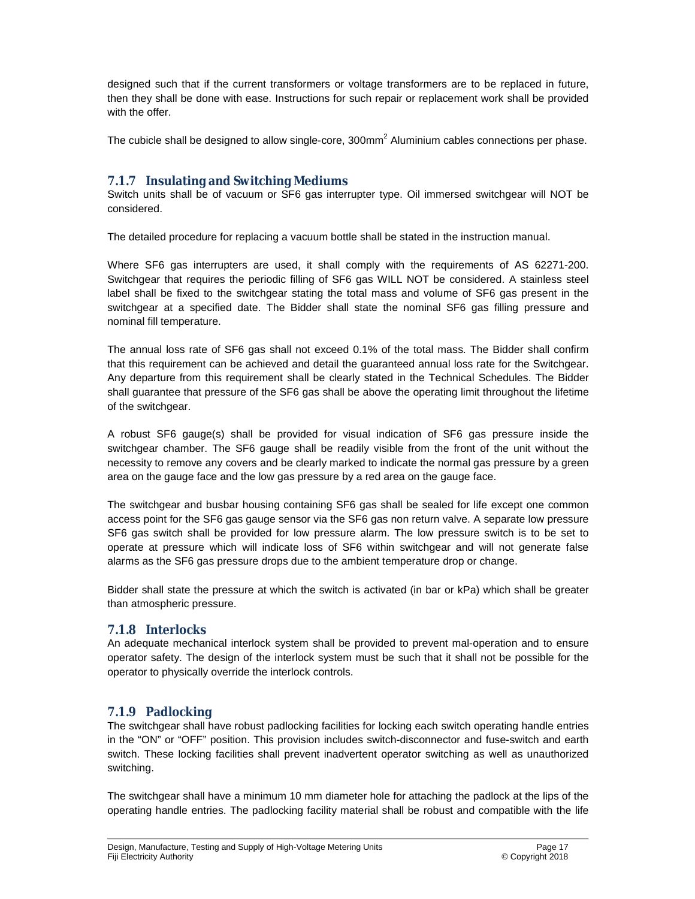designed such that if the current transformers or voltage transformers are to be replaced in future, then they shall be done with ease. Instructions for such repair or replacement work shall be provided with the offer.

The cubicle shall be designed to allow single-core, 300mm$^2$ Aluminium cables connections per phase.

### 7.1.7 Insulating and Switching Mediums

Switch units shall be of vacuum or SF6 gas interrupter type. Oil immersed switchgear will NOT be considered.

The detailed procedure for replacing a vacuum bottle shall be stated in the instruction manual.

Where SF6 gas interrupters are used, it shall comply with the requirements of AS 62271-200. Switchgear that requires the periodic filling of SF6 gas WILL NOT be considered. A stainless steel label shall be fixed to the switchgear stating the total mass and volume of SF6 gas present in the switchgear at a specified date. The Bidder shall state the nominal SF6 gas filling pressure and nominal fill temperature.

The annual loss rate of SF6 gas shall not exceed 0.1% of the total mass. The Bidder shall confirm that this requirement can be achieved and detail the guaranteed annual loss rate for the Switchgear. Any departure from this requirement shall be clearly stated in the Technical Schedules. The Bidder shall guarantee that pressure of the SF6 gas shall be above the operating limit throughout the lifetime of the switchgear.

A robust SF6 gauge(s) shall be provided for visual indication of SF6 gas pressure inside the switchgear chamber. The SF6 gauge shall be readily visible from the front of the unit without the necessity to remove any covers and be clearly marked to indicate the normal gas pressure by a green area on the gauge face and the low gas pressure by a red area on the gauge face.

The switchgear and busbar housing containing SF6 gas shall be sealed for life except one common access point for the SF6 gas gauge sensor via the SF6 gas non return valve. A separate low pressure SF6 gas switch shall be provided for low pressure alarm. The low pressure switch is to be set to operate at pressure which will indicate loss of SF6 within switchgear and will not generate false alarms as the SF6 gas pressure drops due to the ambient temperature drop or change.

Bidder shall state the pressure at which the switch is activated (in bar or kPa) which shall be greater than atmospheric pressure.

### 7.1.8 Interlocks

An adequate mechanical interlock system shall be provided to prevent mal-operation and to ensure operator safety. The design of the interlock system must be such that it shall not be possible for the operator to physically override the interlock controls.

### 7.1.9 Padlocking

The switchgear shall have robust padlocking facilities for locking each switch operating handle entries in the "ON" or "OFF" position. This provision includes switch-disconnector and fuse-switch and earth switch. These locking facilities shall prevent inadvertent operator switching as well as unauthorized switching.

The switchgear shall have a minimum 10 mm diameter hole for attaching the padlock at the lips of the operating handle entries. The padlocking facility material shall be robust and compatible with the life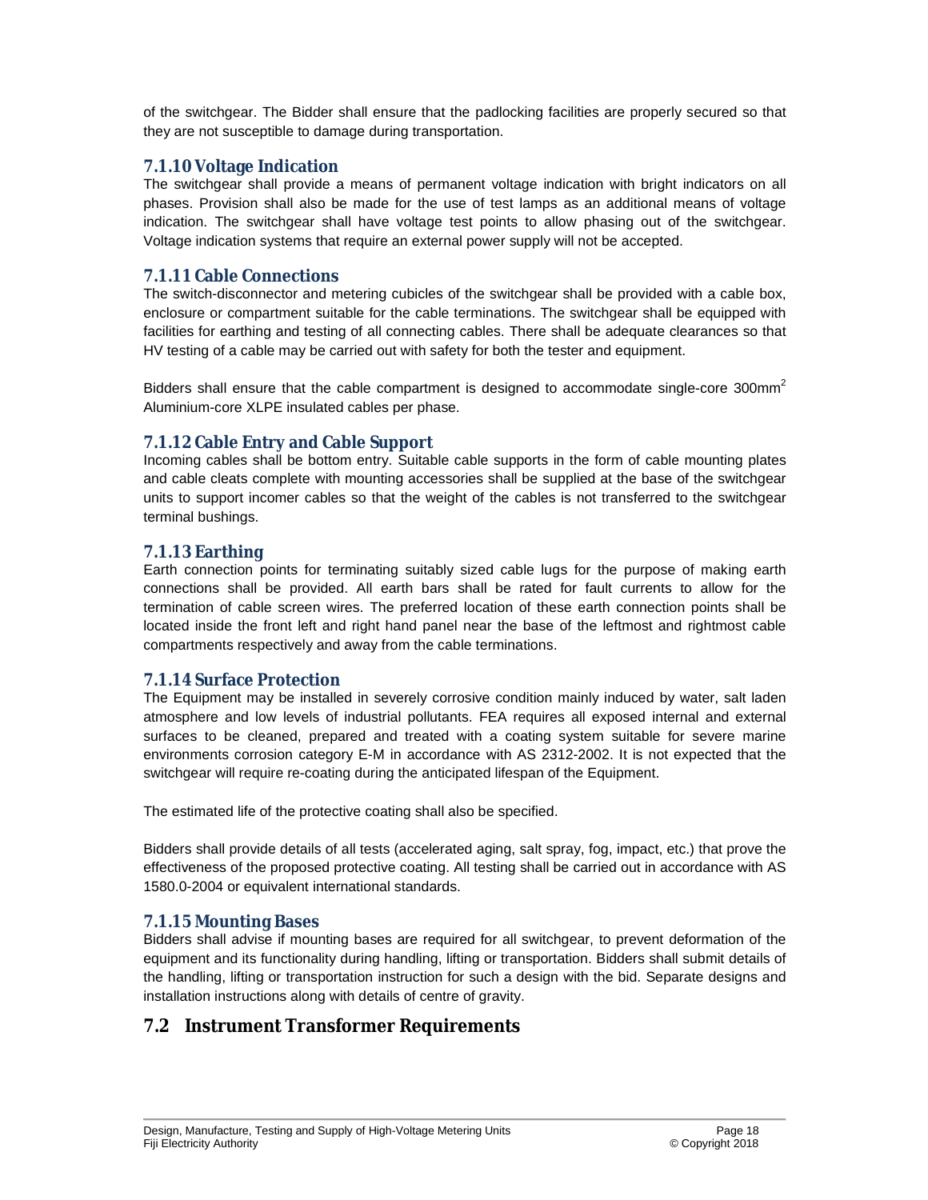of the switchgear. The Bidder shall ensure that the padlocking facilities are properly secured so that they are not susceptible to damage during transportation.

### 7.1.10 Voltage Indication

The switchgear shall provide a means of permanent voltage indication with bright indicators on all phases. Provision shall also be made for the use of test lamps as an additional means of voltage indication. The switchgear shall have voltage test points to allow phasing out of the switchgear. Voltage indication systems that require an external power supply will not be accepted.

### 7.1.11 Cable Connections

The switch-disconnector and metering cubicles of the switchgear shall be provided with a cable box, enclosure or compartment suitable for the cable terminations. The switchgear shall be equipped with facilities for earthing and testing of all connecting cables. There shall be adequate clearances so that HV testing of a cable may be carried out with safety for both the tester and equipment.

Bidders shall ensure that the cable compartment is designed to accommodate single-core 300mm$^2$ Aluminium-core XLPE insulated cables per phase.

### 7.1.12 Cable Entry and Cable Support

Incoming cables shall be bottom entry. Suitable cable supports in the form of cable mounting plates and cable cleats complete with mounting accessories shall be supplied at the base of the switchgear units to support incomer cables so that the weight of the cables is not transferred to the switchgear terminal bushings.

### 7.1.13 Earthing

Earth connection points for terminating suitably sized cable lugs for the purpose of making earth connections shall be provided. All earth bars shall be rated for fault currents to allow for the termination of cable screen wires. The preferred location of these earth connection points shall be located inside the front left and right hand panel near the base of the leftmost and rightmost cable compartments respectively and away from the cable terminations.

### 7.1.14 Surface Protection

The Equipment may be installed in severely corrosive condition mainly induced by water, salt laden atmosphere and low levels of industrial pollutants. FEA requires all exposed internal and external surfaces to be cleaned, prepared and treated with a coating system suitable for severe marine environments corrosion category E-M in accordance with AS 2312-2002. It is not expected that the switchgear will require re-coating during the anticipated lifespan of the Equipment.

The estimated life of the protective coating shall also be specified.

Bidders shall provide details of all tests (accelerated aging, salt spray, fog, impact, etc.) that prove the effectiveness of the proposed protective coating. All testing shall be carried out in accordance with AS 1580.0-2004 or equivalent international standards.

### 7.1.15 Mounting Bases

Bidders shall advise if mounting bases are required for all switchgear, to prevent deformation of the equipment and its functionality during handling, lifting or transportation. Bidders shall submit details of the handling, lifting or transportation instruction for such a design with the bid. Separate designs and installation instructions along with details of centre of gravity.

## 7.2 Instrument Transformer Requirements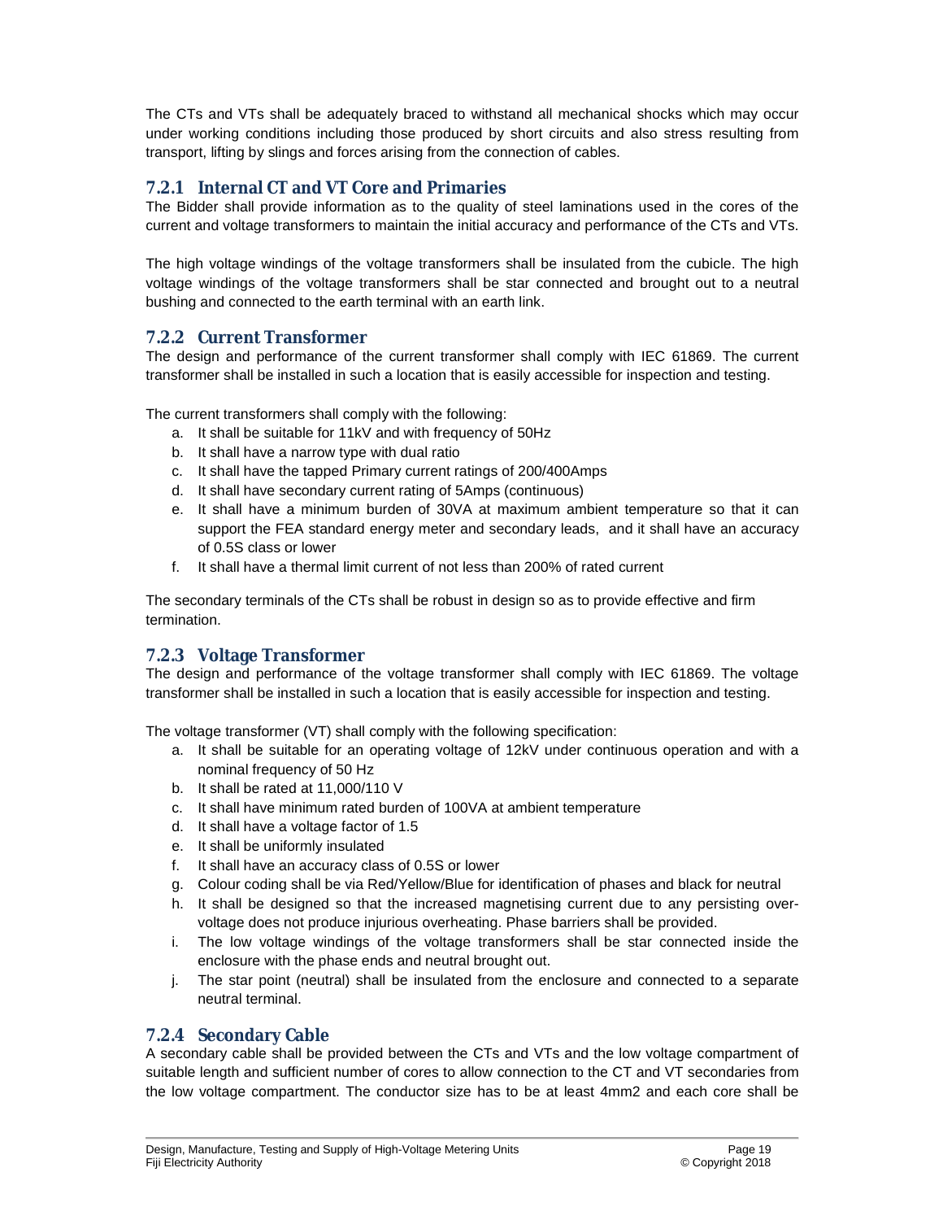The CTs and VTs shall be adequately braced to withstand all mechanical shocks which may occur under working conditions including those produced by short circuits and also stress resulting from transport, lifting by slings and forces arising from the connection of cables.

### 7.2.1 Internal CT and VT Core and Primaries

The Bidder shall provide information as to the quality of steel laminations used in the cores of the current and voltage transformers to maintain the initial accuracy and performance of the CTs and VTs.

The high voltage windings of the voltage transformers shall be insulated from the cubicle. The high voltage windings of the voltage transformers shall be star connected and brought out to a neutral bushing and connected to the earth terminal with an earth link.

### 7.2.2 Current Transformer

The design and performance of the current transformer shall comply with IEC 61869. The current transformer shall be installed in such a location that is easily accessible for inspection and testing.

The current transformers shall comply with the following:

a. It shall be suitable for 11kV and with frequency of 50Hz
b. It shall have a narrow type with dual ratio
c. It shall have the tapped Primary current ratings of 200/400Amps
d. It shall have secondary current rating of 5Amps (continuous)
e. It shall have a minimum burden of 30VA at maximum ambient temperature so that it can support the FEA standard energy meter and secondary leads, and it shall have an accuracy of 0.5S class or lower
f. It shall have a thermal limit current of not less than 200% of rated current

The secondary terminals of the CTs shall be robust in design so as to provide effective and firm termination.

### 7.2.3 Voltage Transformer

The design and performance of the voltage transformer shall comply with IEC 61869. The voltage transformer shall be installed in such a location that is easily accessible for inspection and testing.

The voltage transformer (VT) shall comply with the following specification:

a. It shall be suitable for an operating voltage of 12kV under continuous operation and with a nominal frequency of 50 Hz
b. It shall be rated at 11,000/110 V
c. It shall have minimum rated burden of 100VA at ambient temperature
d. It shall have a voltage factor of 1.5
e. It shall be uniformly insulated
f. It shall have an accuracy class of 0.5S or lower
g. Colour coding shall be via Red/Yellow/Blue for identification of phases and black for neutral
h. It shall be designed so that the increased magnetising current due to any persisting over-voltage does not produce injurious overheating. Phase barriers shall be provided.
i. The low voltage windings of the voltage transformers shall be star connected inside the enclosure with the phase ends and neutral brought out.
j. The star point (neutral) shall be insulated from the enclosure and connected to a separate neutral terminal.

### 7.2.4 Secondary Cable

A secondary cable shall be provided between the CTs and VTs and the low voltage compartment of suitable length and sufficient number of cores to allow connection to the CT and VT secondaries from the low voltage compartment. The conductor size has to be at least 4mm2 and each core shall be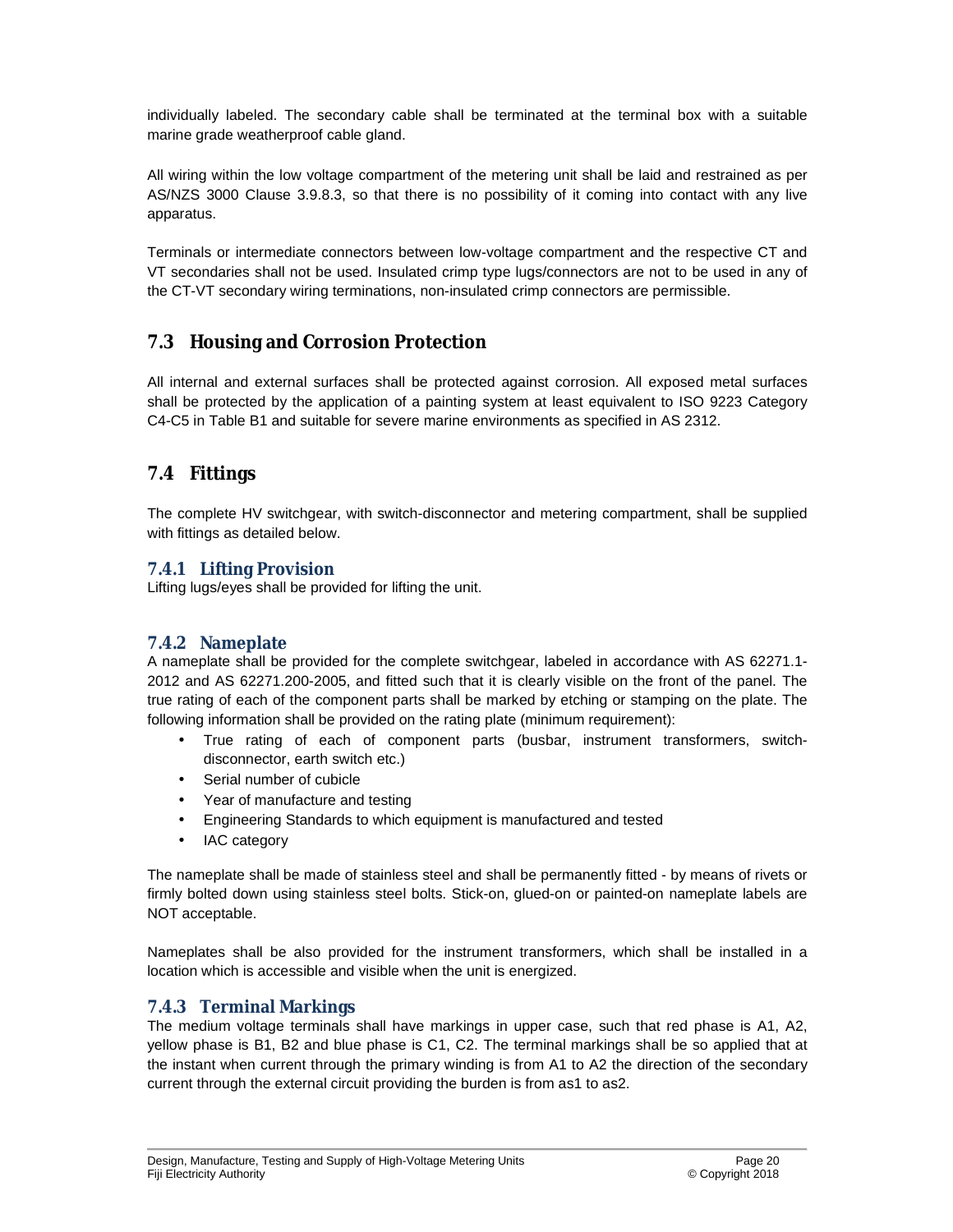individually labeled. The secondary cable shall be terminated at the terminal box with a suitable marine grade weatherproof cable gland.

All wiring within the low voltage compartment of the metering unit shall be laid and restrained as per AS/NZS 3000 Clause 3.9.8.3, so that there is no possibility of it coming into contact with any live apparatus.

Terminals or intermediate connectors between low-voltage compartment and the respective CT and VT secondaries shall not be used. Insulated crimp type lugs/connectors are not to be used in any of the CT-VT secondary wiring terminations, non-insulated crimp connectors are permissible.

## 7.3 Housing and Corrosion Protection

All internal and external surfaces shall be protected against corrosion. All exposed metal surfaces shall be protected by the application of a painting system at least equivalent to ISO 9223 Category C4-C5 in Table B1 and suitable for severe marine environments as specified in AS 2312.

## 7.4 Fittings

The complete HV switchgear, with switch-disconnector and metering compartment, shall be supplied with fittings as detailed below.

### 7.4.1 Lifting Provision

Lifting lugs/eyes shall be provided for lifting the unit.

### 7.4.2 Nameplate

A nameplate shall be provided for the complete switchgear, labeled in accordance with AS 62271.1-2012 and AS 62271.200-2005, and fitted such that it is clearly visible on the front of the panel. The true rating of each of the component parts shall be marked by etching or stamping on the plate. The following information shall be provided on the rating plate (minimum requirement):

- True rating of each of component parts (busbar, instrument transformers, switch-disconnector, earth switch etc.)
- Serial number of cubicle
- Year of manufacture and testing
- Engineering Standards to which equipment is manufactured and tested
- IAC category

The nameplate shall be made of stainless steel and shall be permanently fitted - by means of rivets or firmly bolted down using stainless steel bolts. Stick-on, glued-on or painted-on nameplate labels are NOT acceptable.

Nameplates shall be also provided for the instrument transformers, which shall be installed in a location which is accessible and visible when the unit is energized.

### 7.4.3 Terminal Markings

The medium voltage terminals shall have markings in upper case, such that red phase is A1, A2, yellow phase is B1, B2 and blue phase is C1, C2. The terminal markings shall be so applied that at the instant when current through the primary winding is from A1 to A2 the direction of the secondary current through the external circuit providing the burden is from as1 to as2.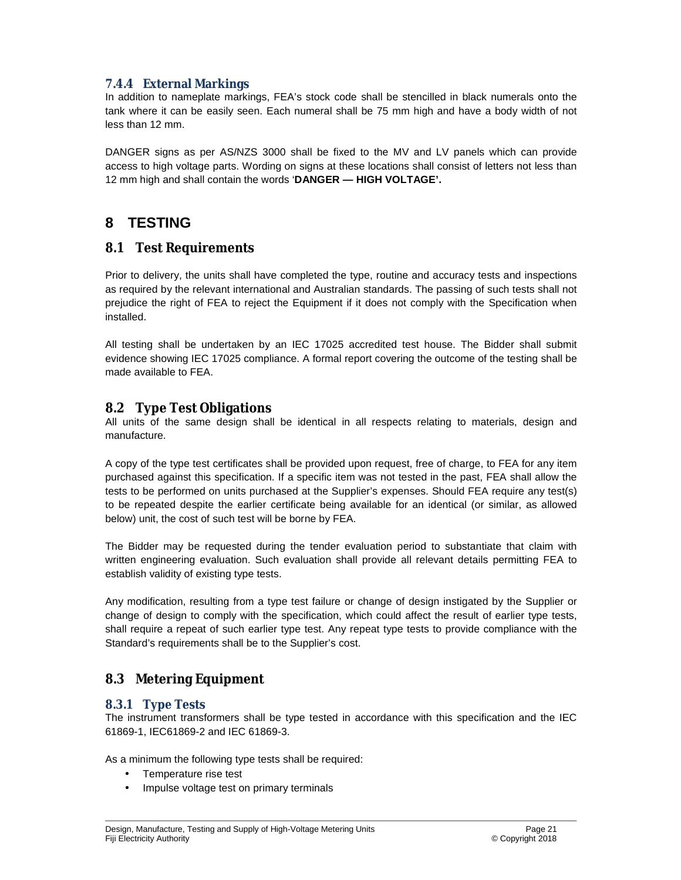#### 7.4.4 External Markings

In addition to nameplate markings, FEA's stock code shall be stencilled in black numerals onto the tank where it can be easily seen. Each numeral shall be 75 mm high and have a body width of not less than 12 mm.

DANGER signs as per AS/NZS 3000 shall be fixed to the MV and LV panels which can provide access to high voltage parts. Wording on signs at these locations shall consist of letters not less than 12 mm high and shall contain the words '**DANGER — HIGH VOLTAGE'.**

# 8 TESTING

## 8.1 Test Requirements

Prior to delivery, the units shall have completed the type, routine and accuracy tests and inspections as required by the relevant international and Australian standards. The passing of such tests shall not prejudice the right of FEA to reject the Equipment if it does not comply with the Specification when installed.

All testing shall be undertaken by an IEC 17025 accredited test house. The Bidder shall submit evidence showing IEC 17025 compliance. A formal report covering the outcome of the testing shall be made available to FEA.

## 8.2 Type Test Obligations

All units of the same design shall be identical in all respects relating to materials, design and manufacture.

A copy of the type test certificates shall be provided upon request, free of charge, to FEA for any item purchased against this specification. If a specific item was not tested in the past, FEA shall allow the tests to be performed on units purchased at the Supplier's expenses. Should FEA require any test(s) to be repeated despite the earlier certificate being available for an identical (or similar, as allowed below) unit, the cost of such test will be borne by FEA.

The Bidder may be requested during the tender evaluation period to substantiate that claim with written engineering evaluation. Such evaluation shall provide all relevant details permitting FEA to establish validity of existing type tests.

Any modification, resulting from a type test failure or change of design instigated by the Supplier or change of design to comply with the specification, which could affect the result of earlier type tests, shall require a repeat of such earlier type test. Any repeat type tests to provide compliance with the Standard's requirements shall be to the Supplier's cost.

## 8.3 Metering Equipment

### 8.3.1 Type Tests

The instrument transformers shall be type tested in accordance with this specification and the IEC 61869-1, IEC61869-2 and IEC 61869-3.

As a minimum the following type tests shall be required:

- Temperature rise test
- Impulse voltage test on primary terminals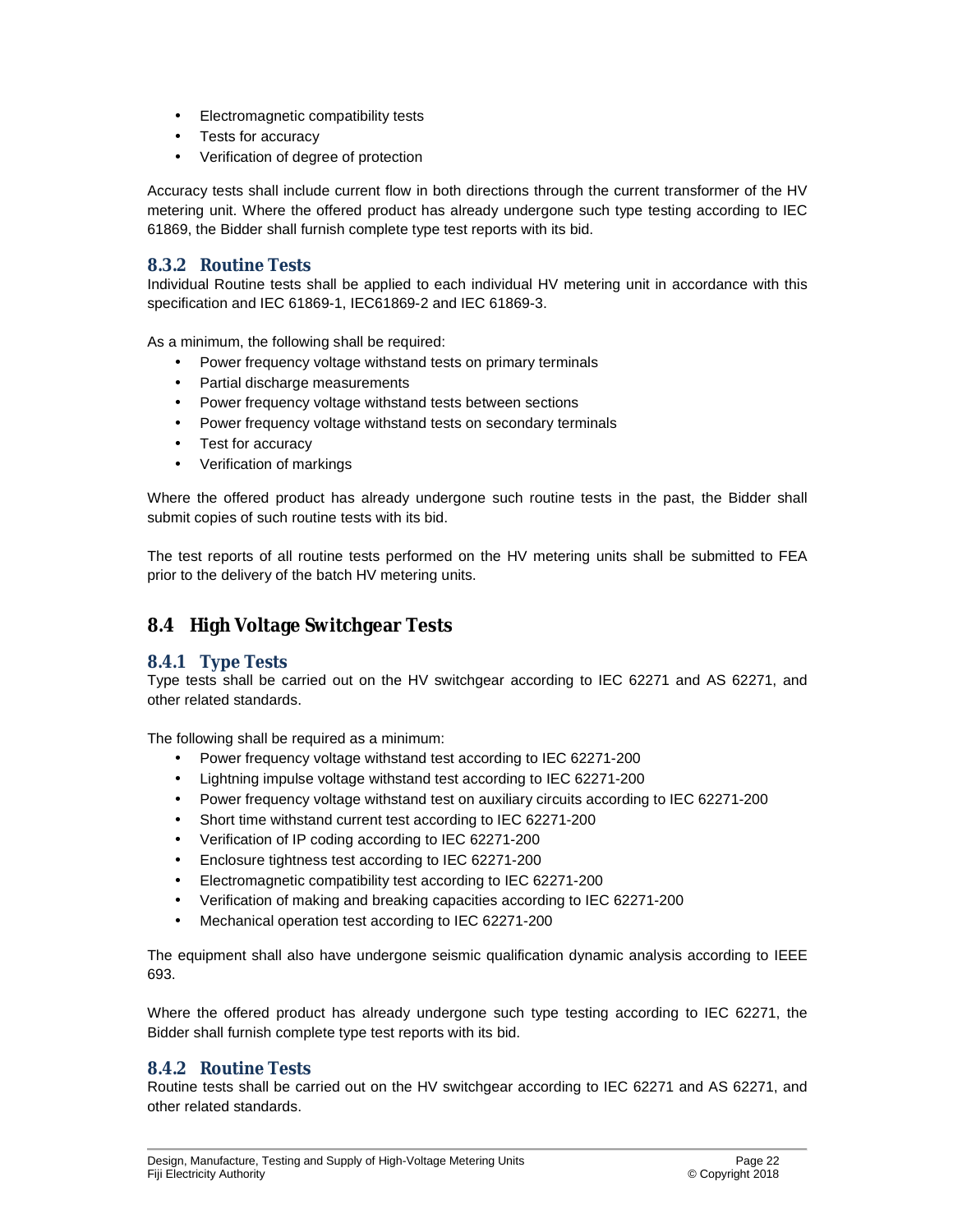- Electromagnetic compatibility tests
- Tests for accuracy
- Verification of degree of protection

Accuracy tests shall include current flow in both directions through the current transformer of the HV metering unit. Where the offered product has already undergone such type testing according to IEC 61869, the Bidder shall furnish complete type test reports with its bid.

### 8.3.2 Routine Tests

Individual Routine tests shall be applied to each individual HV metering unit in accordance with this specification and IEC 61869-1, IEC61869-2 and IEC 61869-3.

As a minimum, the following shall be required:

- Power frequency voltage withstand tests on primary terminals
- Partial discharge measurements
- Power frequency voltage withstand tests between sections
- Power frequency voltage withstand tests on secondary terminals
- Test for accuracy
- Verification of markings

Where the offered product has already undergone such routine tests in the past, the Bidder shall submit copies of such routine tests with its bid.

The test reports of all routine tests performed on the HV metering units shall be submitted to FEA prior to the delivery of the batch HV metering units.

## 8.4 High Voltage Switchgear Tests

### 8.4.1 Type Tests

Type tests shall be carried out on the HV switchgear according to IEC 62271 and AS 62271, and other related standards.

The following shall be required as a minimum:

- Power frequency voltage withstand test according to IEC 62271-200
- Lightning impulse voltage withstand test according to IEC 62271-200
- Power frequency voltage withstand test on auxiliary circuits according to IEC 62271-200
- Short time withstand current test according to IEC 62271-200
- Verification of IP coding according to IEC 62271-200
- Enclosure tightness test according to IEC 62271-200
- Electromagnetic compatibility test according to IEC 62271-200
- Verification of making and breaking capacities according to IEC 62271-200
- Mechanical operation test according to IEC 62271-200

The equipment shall also have undergone seismic qualification dynamic analysis according to IEEE 693.

Where the offered product has already undergone such type testing according to IEC 62271, the Bidder shall furnish complete type test reports with its bid.

### 8.4.2 Routine Tests

Routine tests shall be carried out on the HV switchgear according to IEC 62271 and AS 62271, and other related standards.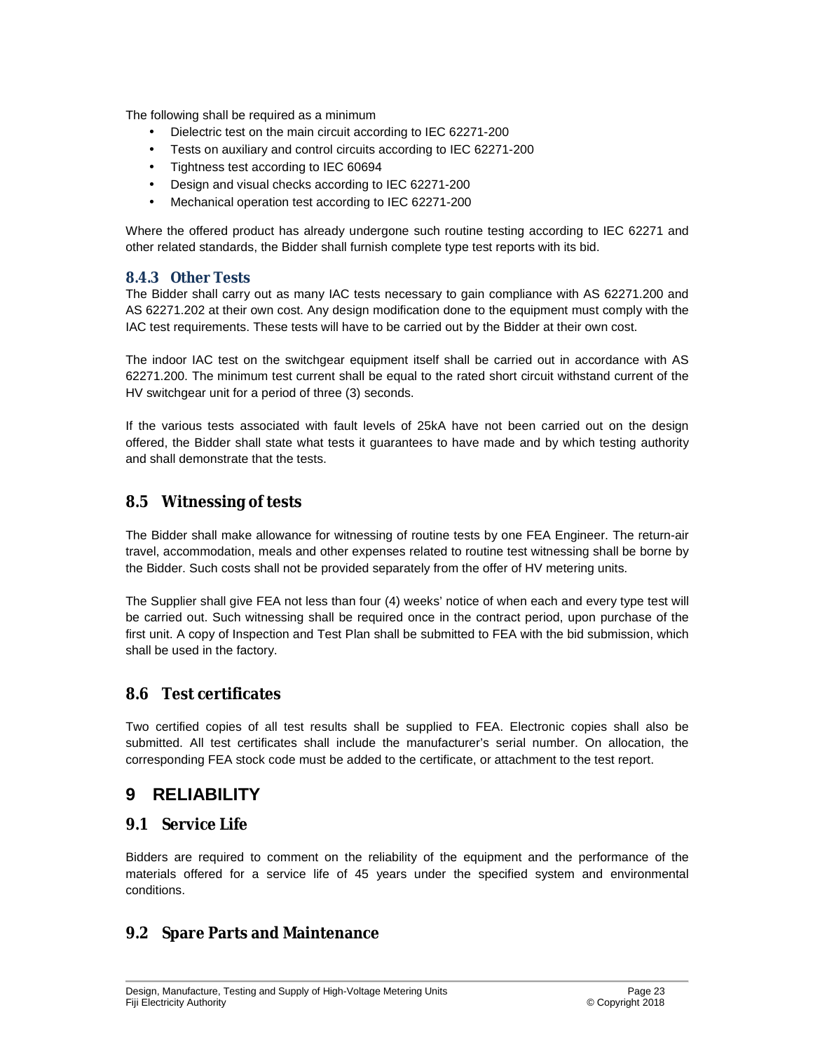The following shall be required as a minimum

- Dielectric test on the main circuit according to IEC 62271-200
- Tests on auxiliary and control circuits according to IEC 62271-200
- Tightness test according to IEC 60694
- Design and visual checks according to IEC 62271-200
- Mechanical operation test according to IEC 62271-200

Where the offered product has already undergone such routine testing according to IEC 62271 and other related standards, the Bidder shall furnish complete type test reports with its bid.

### 8.4.3 Other Tests

The Bidder shall carry out as many IAC tests necessary to gain compliance with AS 62271.200 and AS 62271.202 at their own cost. Any design modification done to the equipment must comply with the IAC test requirements. These tests will have to be carried out by the Bidder at their own cost.

The indoor IAC test on the switchgear equipment itself shall be carried out in accordance with AS 62271.200. The minimum test current shall be equal to the rated short circuit withstand current of the HV switchgear unit for a period of three (3) seconds.

If the various tests associated with fault levels of 25kA have not been carried out on the design offered, the Bidder shall state what tests it guarantees to have made and by which testing authority and shall demonstrate that the tests.

## 8.5 Witnessing of tests

The Bidder shall make allowance for witnessing of routine tests by one FEA Engineer. The return-air travel, accommodation, meals and other expenses related to routine test witnessing shall be borne by the Bidder. Such costs shall not be provided separately from the offer of HV metering units.

The Supplier shall give FEA not less than four (4) weeks' notice of when each and every type test will be carried out. Such witnessing shall be required once in the contract period, upon purchase of the first unit. A copy of Inspection and Test Plan shall be submitted to FEA with the bid submission, which shall be used in the factory.

## 8.6 Test certificates

Two certified copies of all test results shall be supplied to FEA. Electronic copies shall also be submitted. All test certificates shall include the manufacturer's serial number. On allocation, the corresponding FEA stock code must be added to the certificate, or attachment to the test report.

# 9 RELIABILITY

## 9.1 Service Life

Bidders are required to comment on the reliability of the equipment and the performance of the materials offered for a service life of 45 years under the specified system and environmental conditions.

## 9.2 Spare Parts and Maintenance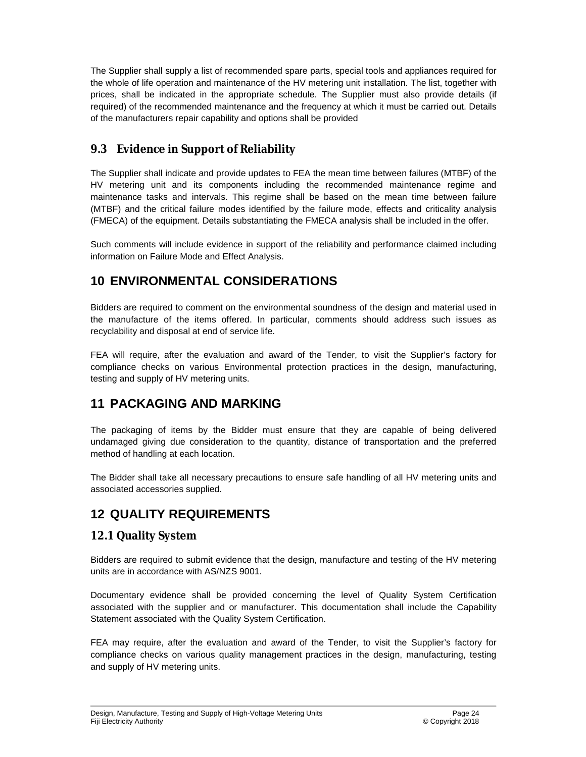The Supplier shall supply a list of recommended spare parts, special tools and appliances required for the whole of life operation and maintenance of the HV metering unit installation. The list, together with prices, shall be indicated in the appropriate schedule. The Supplier must also provide details (if required) of the recommended maintenance and the frequency at which it must be carried out. Details of the manufacturers repair capability and options shall be provided

### 9.3 Evidence in Support of Reliability

The Supplier shall indicate and provide updates to FEA the mean time between failures (MTBF) of the HV metering unit and its components including the recommended maintenance regime and maintenance tasks and intervals. This regime shall be based on the mean time between failure (MTBF) and the critical failure modes identified by the failure mode, effects and criticality analysis (FMECA) of the equipment. Details substantiating the FMECA analysis shall be included in the offer.

Such comments will include evidence in support of the reliability and performance claimed including information on Failure Mode and Effect Analysis.

## 10 ENVIRONMENTAL CONSIDERATIONS

Bidders are required to comment on the environmental soundness of the design and material used in the manufacture of the items offered. In particular, comments should address such issues as recyclability and disposal at end of service life.

FEA will require, after the evaluation and award of the Tender, to visit the Supplier's factory for compliance checks on various Environmental protection practices in the design, manufacturing, testing and supply of HV metering units.

## 11 PACKAGING AND MARKING

The packaging of items by the Bidder must ensure that they are capable of being delivered undamaged giving due consideration to the quantity, distance of transportation and the preferred method of handling at each location.

The Bidder shall take all necessary precautions to ensure safe handling of all HV metering units and associated accessories supplied.

## 12 QUALITY REQUIREMENTS

### 12.1 Quality System

Bidders are required to submit evidence that the design, manufacture and testing of the HV metering units are in accordance with AS/NZS 9001.

Documentary evidence shall be provided concerning the level of Quality System Certification associated with the supplier and or manufacturer. This documentation shall include the Capability Statement associated with the Quality System Certification.

FEA may require, after the evaluation and award of the Tender, to visit the Supplier's factory for compliance checks on various quality management practices in the design, manufacturing, testing and supply of HV metering units.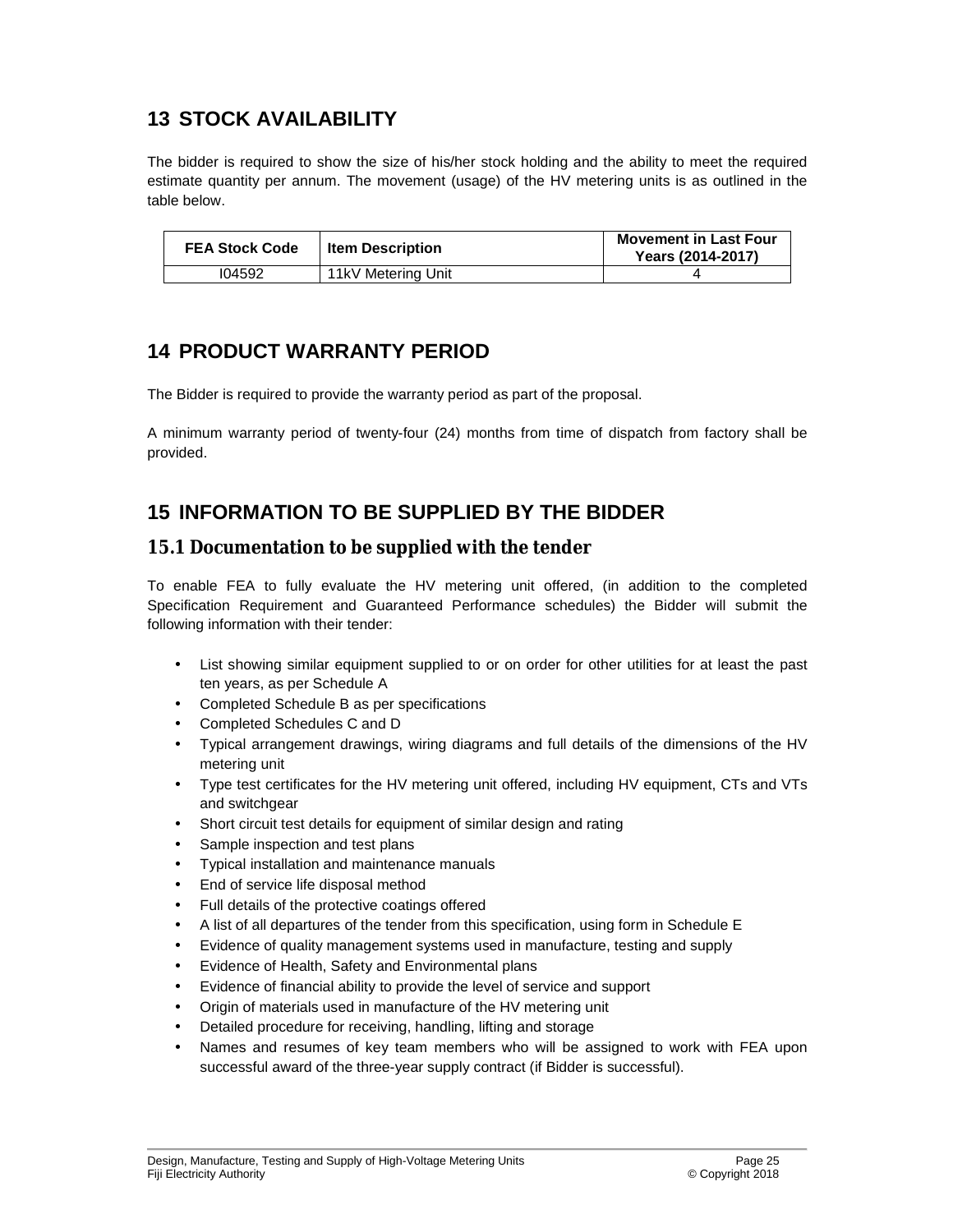# 13 STOCK AVAILABILITY

The bidder is required to show the size of his/her stock holding and the ability to meet the required estimate quantity per annum. The movement (usage) of the HV metering units is as outlined in the table below.

| FEA Stock Code | Item Description | Movement in Last Four Years (2014-2017) |
|---|---|---|
| I04592 | 11kV Metering Unit | 4 |

# 14 PRODUCT WARRANTY PERIOD

The Bidder is required to provide the warranty period as part of the proposal.

A minimum warranty period of twenty-four (24) months from time of dispatch from factory shall be provided.

# 15 INFORMATION TO BE SUPPLIED BY THE BIDDER

## 15.1 Documentation to be supplied with the tender

To enable FEA to fully evaluate the HV metering unit offered, (in addition to the completed Specification Requirement and Guaranteed Performance schedules) the Bidder will submit the following information with their tender:

- List showing similar equipment supplied to or on order for other utilities for at least the past ten years, as per Schedule A
- Completed Schedule B as per specifications
- Completed Schedules C and D
- Typical arrangement drawings, wiring diagrams and full details of the dimensions of the HV metering unit
- Type test certificates for the HV metering unit offered, including HV equipment, CTs and VTs and switchgear
- Short circuit test details for equipment of similar design and rating
- Sample inspection and test plans
- Typical installation and maintenance manuals
- End of service life disposal method
- Full details of the protective coatings offered
- A list of all departures of the tender from this specification, using form in Schedule E
- Evidence of quality management systems used in manufacture, testing and supply
- Evidence of Health, Safety and Environmental plans
- Evidence of financial ability to provide the level of service and support
- Origin of materials used in manufacture of the HV metering unit
- Detailed procedure for receiving, handling, lifting and storage
- Names and resumes of key team members who will be assigned to work with FEA upon successful award of the three-year supply contract (if Bidder is successful).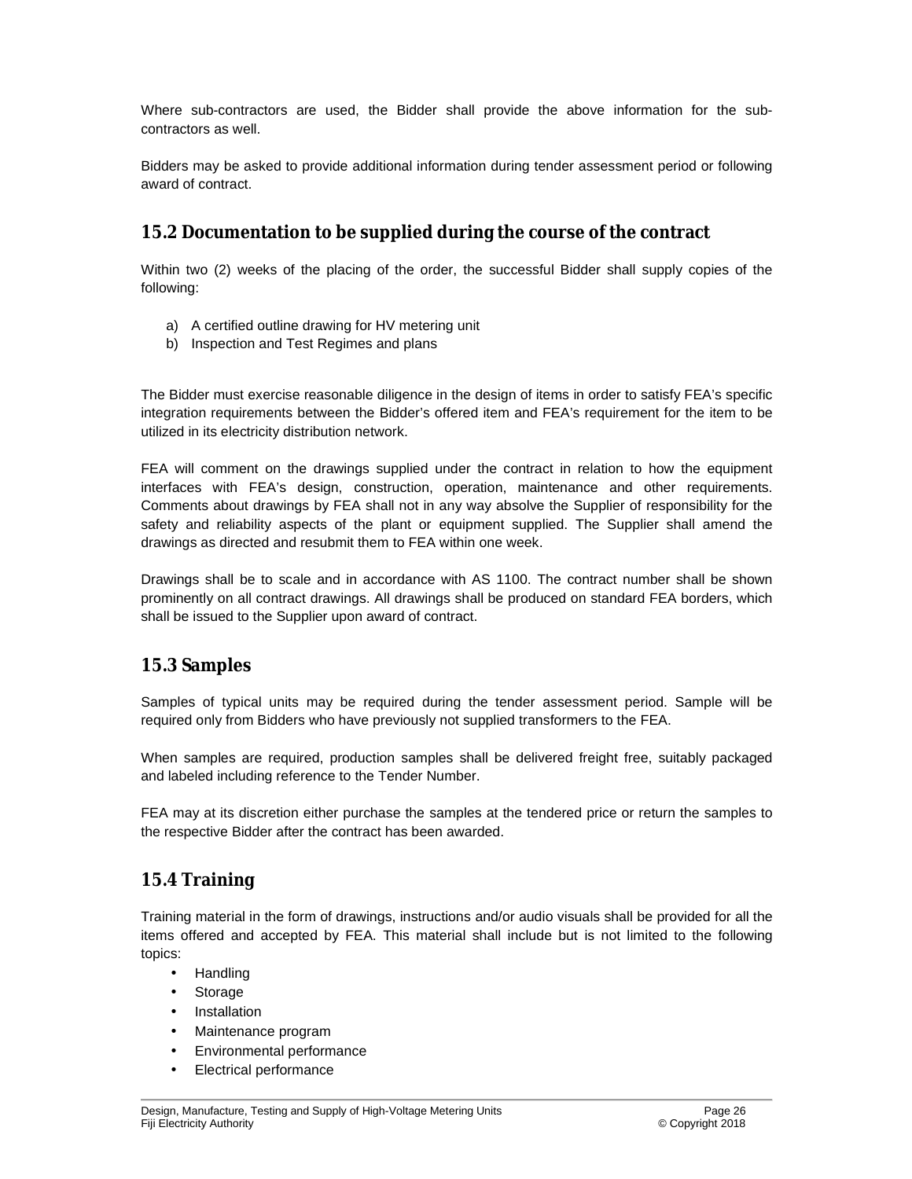Where sub-contractors are used, the Bidder shall provide the above information for the sub-contractors as well.

Bidders may be asked to provide additional information during tender assessment period or following award of contract.

## 15.2 Documentation to be supplied during the course of the contract

Within two (2) weeks of the placing of the order, the successful Bidder shall supply copies of the following:

a) A certified outline drawing for HV metering unit
b) Inspection and Test Regimes and plans

The Bidder must exercise reasonable diligence in the design of items in order to satisfy FEA's specific integration requirements between the Bidder's offered item and FEA's requirement for the item to be utilized in its electricity distribution network.

FEA will comment on the drawings supplied under the contract in relation to how the equipment interfaces with FEA's design, construction, operation, maintenance and other requirements. Comments about drawings by FEA shall not in any way absolve the Supplier of responsibility for the safety and reliability aspects of the plant or equipment supplied. The Supplier shall amend the drawings as directed and resubmit them to FEA within one week.

Drawings shall be to scale and in accordance with AS 1100. The contract number shall be shown prominently on all contract drawings. All drawings shall be produced on standard FEA borders, which shall be issued to the Supplier upon award of contract.

## 15.3 Samples

Samples of typical units may be required during the tender assessment period. Sample will be required only from Bidders who have previously not supplied transformers to the FEA.

When samples are required, production samples shall be delivered freight free, suitably packaged and labeled including reference to the Tender Number.

FEA may at its discretion either purchase the samples at the tendered price or return the samples to the respective Bidder after the contract has been awarded.

## 15.4 Training

Training material in the form of drawings, instructions and/or audio visuals shall be provided for all the items offered and accepted by FEA. This material shall include but is not limited to the following topics:

- Handling
- Storage
- Installation
- Maintenance program
- Environmental performance
- Electrical performance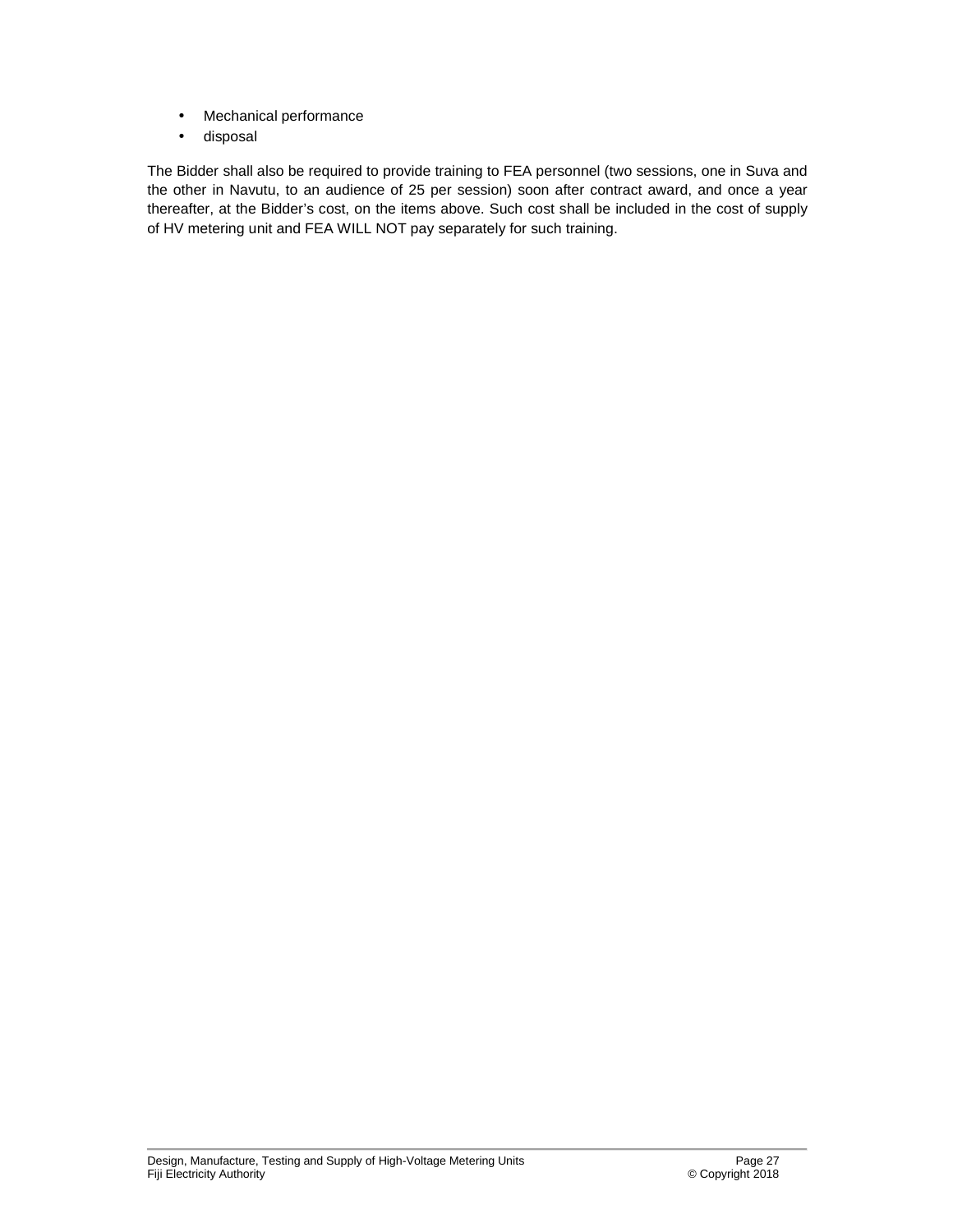- Mechanical performance
- disposal

The Bidder shall also be required to provide training to FEA personnel (two sessions, one in Suva and the other in Navutu, to an audience of 25 per session) soon after contract award, and once a year thereafter, at the Bidder's cost, on the items above. Such cost shall be included in the cost of supply of HV metering unit and FEA WILL NOT pay separately for such training.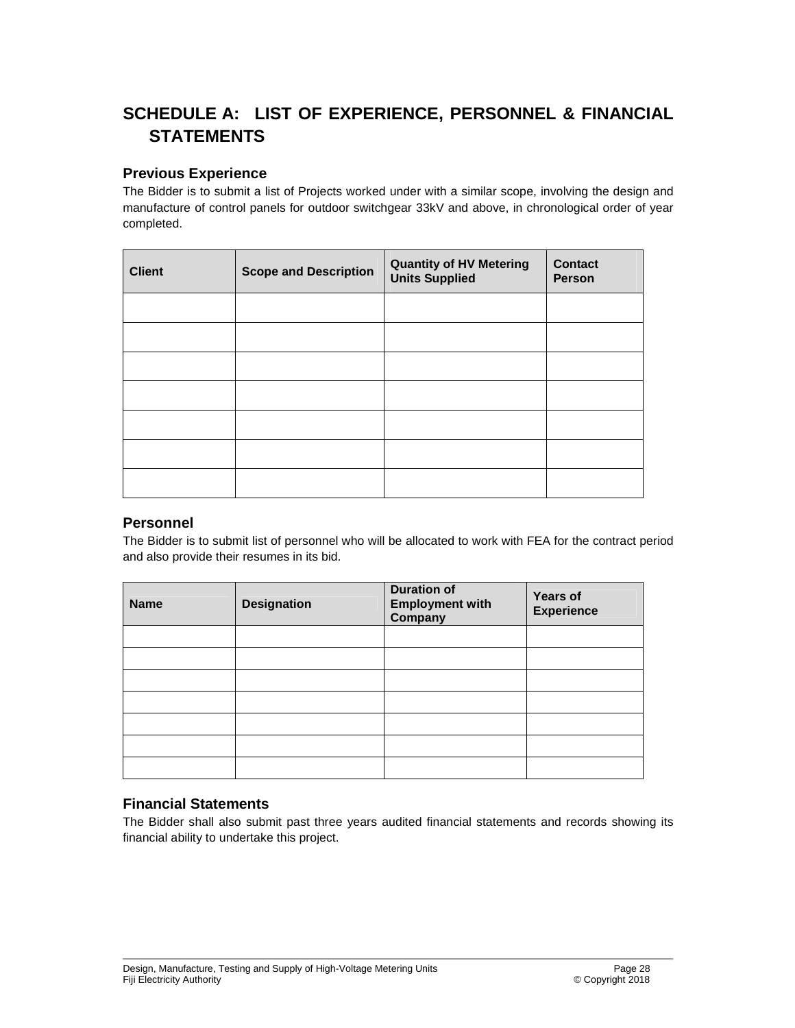# SCHEDULE A: LIST OF EXPERIENCE, PERSONNEL & FINANCIAL STATEMENTS

### Previous Experience

The Bidder is to submit a list of Projects worked under with a similar scope, involving the design and manufacture of control panels for outdoor switchgear 33kV and above, in chronological order of year completed.

| Client | Scope and Description | Quantity of HV Metering Units Supplied | Contact Person |
|---|---|---|---|
| | | | |
| | | | |
| | | | |
| | | | |
| | | | |
| | | | |
| | | | |

### Personnel

The Bidder is to submit list of personnel who will be allocated to work with FEA for the contract period and also provide their resumes in its bid.

| Name | Designation | Duration of Employment with Company | Years of Experience |
|---|---|---|---|
| | | | |
| | | | |
| | | | |
| | | | |
| | | | |
| | | | |
| | | | |

### Financial Statements

The Bidder shall also submit past three years audited financial statements and records showing its financial ability to undertake this project.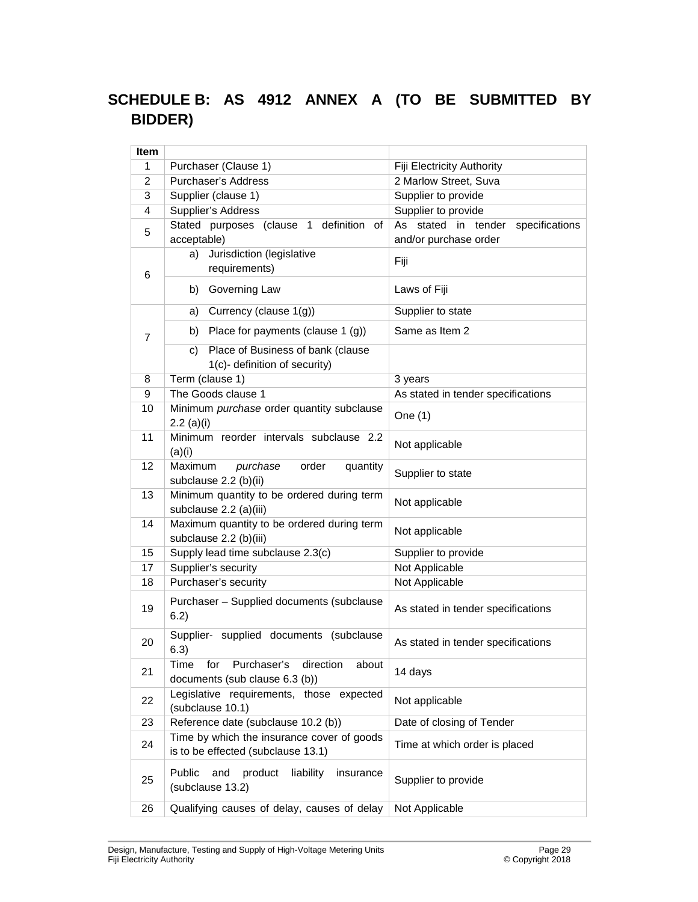## SCHEDULE B: AS 4912 ANNEX A (TO BE SUBMITTED BY BIDDER)

| Item | | |
|---|---|---|
| 1 | Purchaser (Clause 1) | Fiji Electricity Authority |
| 2 | Purchaser's Address | 2 Marlow Street, Suva |
| 3 | Supplier (clause 1) | Supplier to provide |
| 4 | Supplier's Address | Supplier to provide |
| 5 | Stated purposes (clause 1 definition of acceptable) | As stated in tender specifications and/or purchase order |
| 6 | a) Jurisdiction (legislative requirements) | Fiji |
| | b) Governing Law | Laws of Fiji |
| 7 | a) Currency (clause 1(g)) | Supplier to state |
| | b) Place for payments (clause 1 (g)) | Same as Item 2 |
| | c) Place of Business of bank (clause 1(c)- definition of security) | |
| 8 | Term (clause 1) | 3 years |
| 9 | The Goods clause 1 | As stated in tender specifications |
| 10 | Minimum *purchase* order quantity subclause 2.2 (a)(i) | One (1) |
| 11 | Minimum reorder intervals subclause 2.2 (a)(i) | Not applicable |
| 12 | Maximum *purchase* order quantity subclause 2.2 (b)(ii) | Supplier to state |
| 13 | Minimum quantity to be ordered during term subclause 2.2 (a)(iii) | Not applicable |
| 14 | Maximum quantity to be ordered during term subclause 2.2 (b)(iii) | Not applicable |
| 15 | Supply lead time subclause 2.3(c) | Supplier to provide |
| 17 | Supplier's security | Not Applicable |
| 18 | Purchaser's security | Not Applicable |
| 19 | Purchaser – Supplied documents (subclause 6.2) | As stated in tender specifications |
| 20 | Supplier- supplied documents (subclause 6.3) | As stated in tender specifications |
| 21 | Time for Purchaser's direction about documents (sub clause 6.3 (b)) | 14 days |
| 22 | Legislative requirements, those expected (subclause 10.1) | Not applicable |
| 23 | Reference date (subclause 10.2 (b)) | Date of closing of Tender |
| 24 | Time by which the insurance cover of goods is to be effected (subclause 13.1) | Time at which order is placed |
| 25 | Public and product liability insurance (subclause 13.2) | Supplier to provide |
| 26 | Qualifying causes of delay, causes of delay | Not Applicable |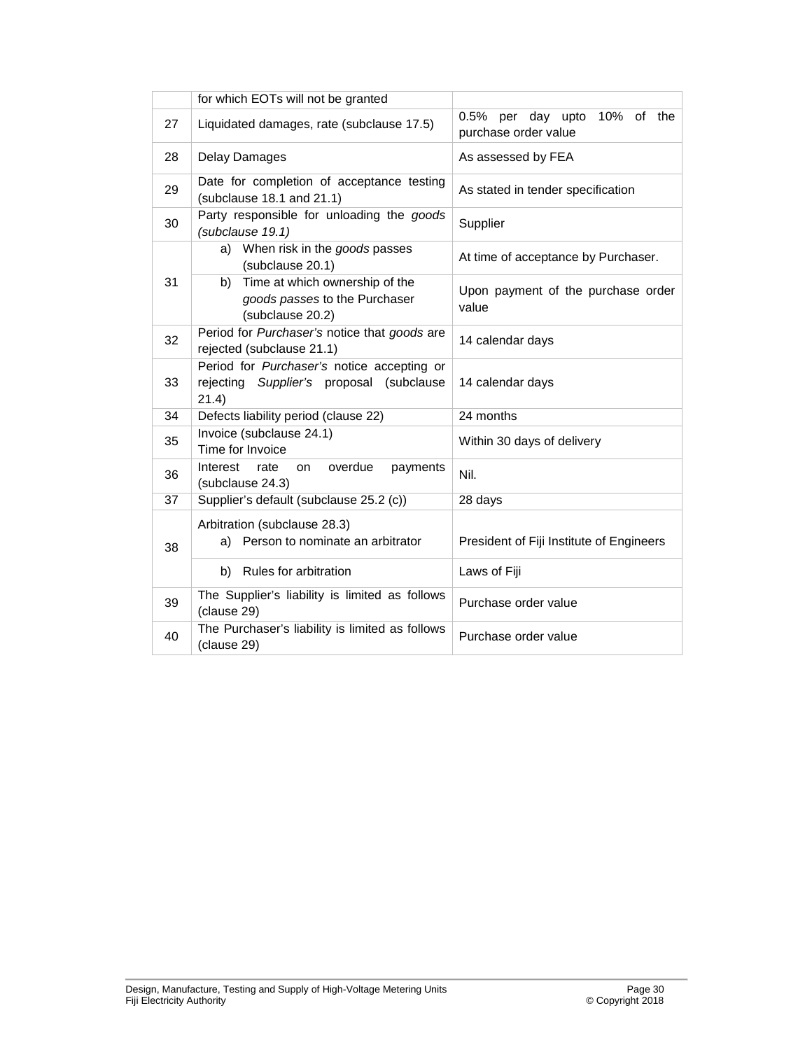| | | |
|---|---|---|
| | for which EOTs will not be granted | |
| 27 | Liquidated damages, rate (subclause 17.5) | 0.5% per day upto 10% of the purchase order value |
| 28 | Delay Damages | As assessed by FEA |
| 29 | Date for completion of acceptance testing (subclause 18.1 and 21.1) | As stated in tender specification |
| 30 | Party responsible for unloading the *goods (subclause 19.1)* | Supplier |
| 31 | a) When risk in the *goods* passes (subclause 20.1) | At time of acceptance by Purchaser. |
| | b) Time at which ownership of the *goods passes* to the Purchaser (subclause 20.2) | Upon payment of the purchase order value |
| 32 | Period for *Purchaser's* notice that *goods* are rejected (subclause 21.1) | 14 calendar days |
| 33 | Period for *Purchaser's* notice accepting or rejecting *Supplier's* proposal (subclause 21.4) | 14 calendar days |
| 34 | Defects liability period (clause 22) | 24 months |
| 35 | Invoice (subclause 24.1)<br>Time for Invoice | Within 30 days of delivery |
| 36 | Interest rate on overdue payments (subclause 24.3) | Nil. |
| 37 | Supplier's default (subclause 25.2 (c)) | 28 days |
| 38 | Arbitration (subclause 28.3)<br>a) Person to nominate an arbitrator | President of Fiji Institute of Engineers |
| | b) Rules for arbitration | Laws of Fiji |
| 39 | The Supplier's liability is limited as follows (clause 29) | Purchase order value |
| 40 | The Purchaser's liability is limited as follows (clause 29) | Purchase order value |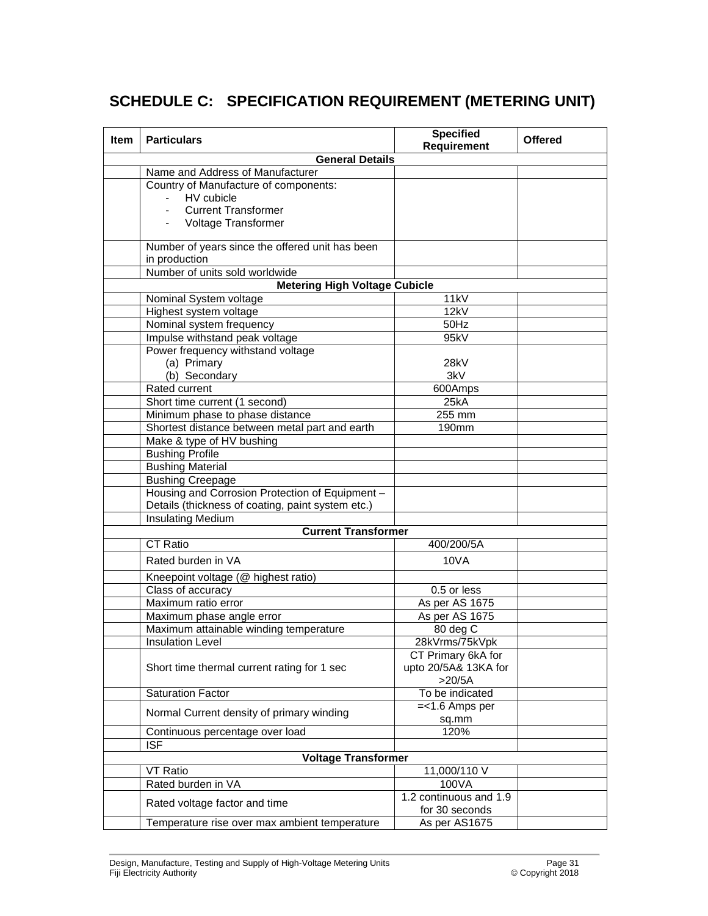# SCHEDULE C: SPECIFICATION REQUIREMENT (METERING UNIT)

| Item | Particulars | Specified Requirement | Offered |
|---|---|---|---|
| | **General Details** | | |
| | Name and Address of Manufacturer | | |
| | Country of Manufacture of components:<br>- HV cubicle<br>- Current Transformer<br>- Voltage Transformer | | |
| | Number of years since the offered unit has been in production | | |
| | Number of units sold worldwide | | |
| | **Metering High Voltage Cubicle** | | |
| | Nominal System voltage | 11kV | |
| | Highest system voltage | 12kV | |
| | Nominal system frequency | 50Hz | |
| | Impulse withstand peak voltage | 95kV | |
| | Power frequency withstand voltage<br>(a) Primary<br>(b) Secondary | <br>28kV<br>3kV | |
| | Rated current | 600Amps | |
| | Short time current (1 second) | 25kA | |
| | Minimum phase to phase distance | 255 mm | |
| | Shortest distance between metal part and earth | 190mm | |
| | Make & type of HV bushing | | |
| | Bushing Profile | | |
| | Bushing Material | | |
| | Bushing Creepage | | |
| | Housing and Corrosion Protection of Equipment – Details (thickness of coating, paint system etc.) | | |
| | Insulating Medium | | |
| | **Current Transformer** | | |
| | CT Ratio | 400/200/5A | |
| | Rated burden in VA | 10VA | |
| | Kneepoint voltage (@ highest ratio) | | |
| | Class of accuracy | 0.5 or less | |
| | Maximum ratio error | As per AS 1675 | |
| | Maximum phase angle error | As per AS 1675 | |
| | Maximum attainable winding temperature | 80 deg C | |
| | Insulation Level | 28kVrms/75kVpk | |
| | Short time thermal current rating for 1 sec | CT Primary 6kA for upto 20/5A& 13KA for >20/5A | |
| | Saturation Factor | To be indicated | |
| | Normal Current density of primary winding | =<1.6 Amps per sq.mm | |
| | Continuous percentage over load | 120% | |
| | ISF | | |
| | **Voltage Transformer** | | |
| | VT Ratio | 11,000/110 V | |
| | Rated burden in VA | 100VA | |
| | Rated voltage factor and time | 1.2 continuous and 1.9 for 30 seconds | |
| | Temperature rise over max ambient temperature | As per AS1675 | |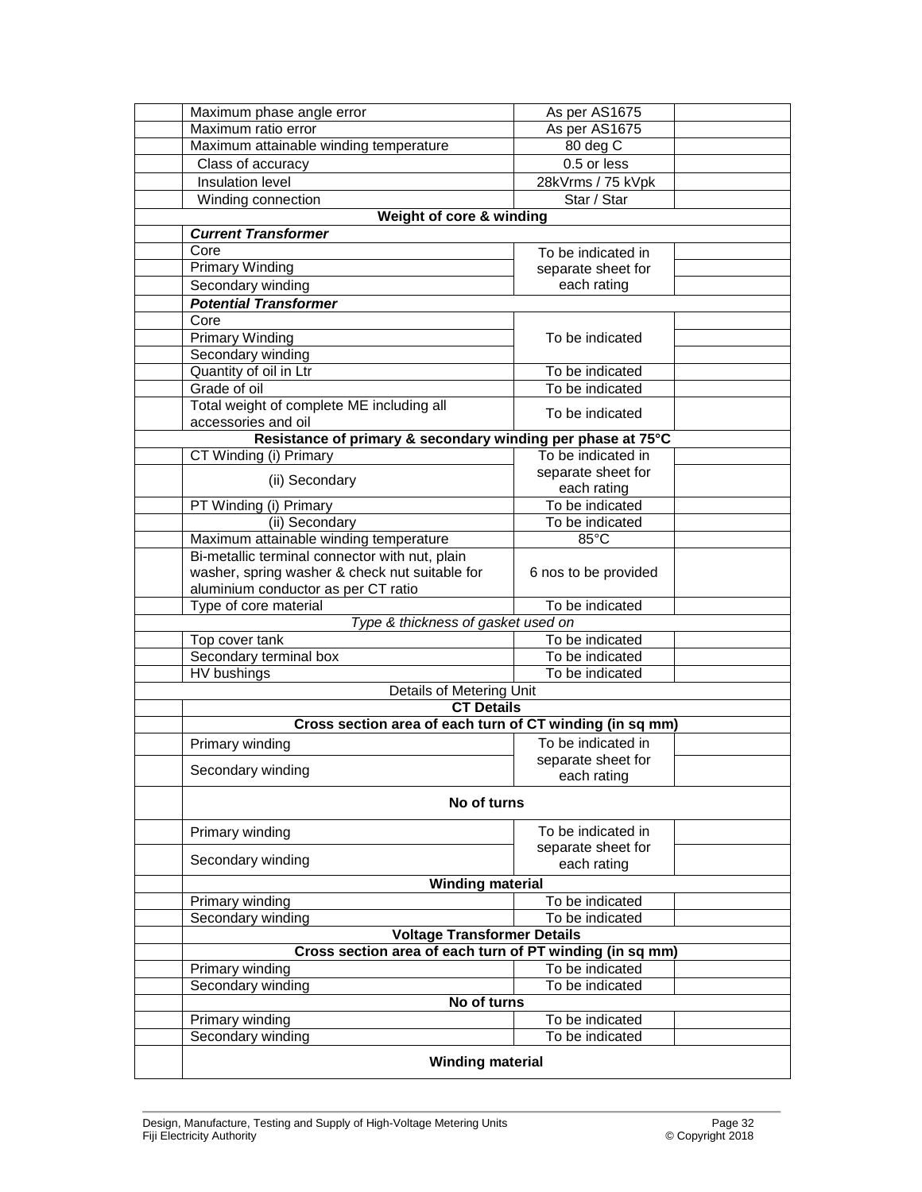| | | | |
|---|---|---|---|
| | Maximum phase angle error | As per AS1675 | |
| | Maximum ratio error | As per AS1675 | |
| | Maximum attainable winding temperature | 80 deg C | |
| | Class of accuracy | 0.5 or less | |
| | Insulation level | 28kVrms / 75 kVpk | |
| | Winding connection | Star / Star | |
| **Weight of core & winding** | | | |
| | ***Current Transformer*** | | |
| | Core | To be indicated in separate sheet for each rating | |
| | Primary Winding | | |
| | Secondary winding | | |
| | ***Potential Transformer*** | | |
| | Core | To be indicated | |
| | Primary Winding | | |
| | Secondary winding | | |
| | Quantity of oil in Ltr | To be indicated | |
| | Grade of oil | To be indicated | |
| | Total weight of complete ME including all accessories and oil | To be indicated | |
| **Resistance of primary & secondary winding per phase at 75°C** | | | |
| | CT Winding (i) Primary | To be indicated in separate sheet for each rating | |
| | (ii) Secondary | | |
| | PT Winding (i) Primary | To be indicated | |
| | (ii) Secondary | To be indicated | |
| | Maximum attainable winding temperature | 85°C | |
| | Bi-metallic terminal connector with nut, plain washer, spring washer & check nut suitable for aluminium conductor as per CT ratio | 6 nos to be provided | |
| | Type of core material | To be indicated | |
| *Type & thickness of gasket used on* | | | |
| | Top cover tank | To be indicated | |
| | Secondary terminal box | To be indicated | |
| | HV bushings | To be indicated | |
| Details of Metering Unit | | | |
| | **CT Details** | | |
| | **Cross section area of each turn of CT winding (in sq mm)** | | |
| | Primary winding | To be indicated in separate sheet for each rating | |
| | Secondary winding | | |
| | **No of turns** | | |
| | Primary winding | To be indicated in separate sheet for each rating | |
| | Secondary winding | | |
| | **Winding material** | | |
| | Primary winding | To be indicated | |
| | Secondary winding | To be indicated | |
| | **Voltage Transformer Details** | | |
| | **Cross section area of each turn of PT winding (in sq mm)** | | |
| | Primary winding | To be indicated | |
| | Secondary winding | To be indicated | |
| | **No of turns** | | |
| | Primary winding | To be indicated | |
| | Secondary winding | To be indicated | |
| | **Winding material** | | |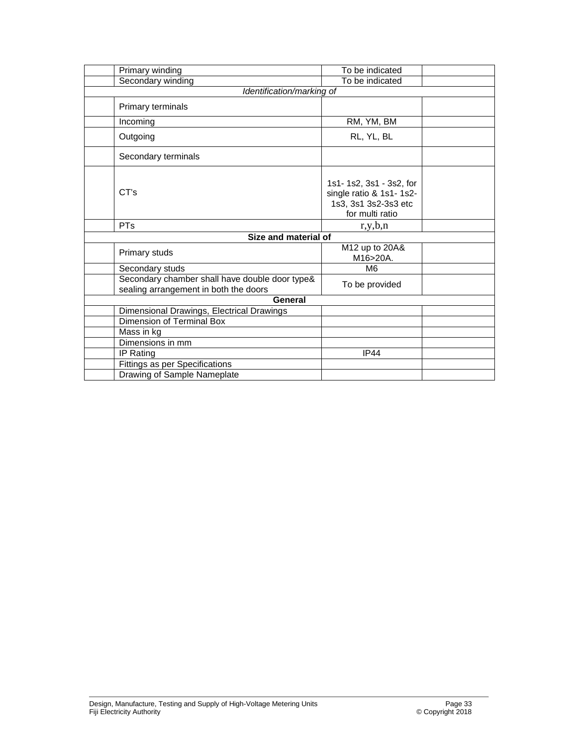| | | | |
|---|---|---|---|
| | Primary winding | To be indicated | |
| | Secondary winding | To be indicated | |
| *Identification/marking of* | | | |
| | Primary terminals | | |
| | Incoming | RM, YM, BM | |
| | Outgoing | RL, YL, BL | |
| | Secondary terminals | | |
| | CT's | 1s1- 1s2, 3s1 - 3s2, for single ratio & 1s1- 1s2- 1s3, 3s1 3s2-3s3 etc for multi ratio | |
| | PTs | r,y,b,n | |
| **Size and material of** | | | |
| | Primary studs | M12 up to 20A& M16>20A. | |
| | Secondary studs | M6 | |
| | Secondary chamber shall have double door type& sealing arrangement in both the doors | To be provided | |
| **General** | | | |
| | Dimensional Drawings, Electrical Drawings | | |
| | Dimension of Terminal Box | | |
| | Mass in kg | | |
| | Dimensions in mm | | |
| | IP Rating | IP44 | |
| | Fittings as per Specifications | | |
| | Drawing of Sample Nameplate | | |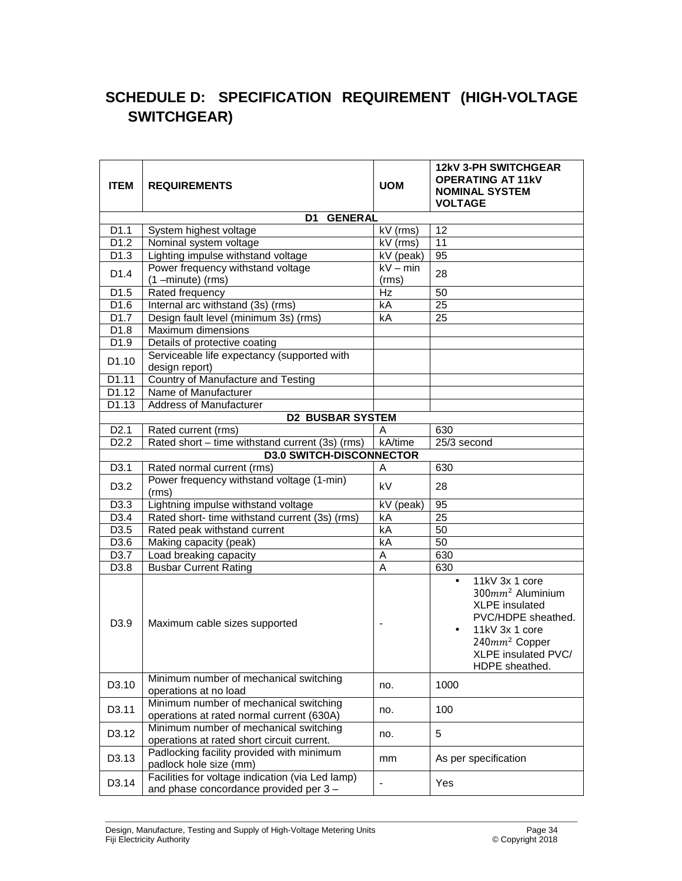## SCHEDULE D: SPECIFICATION REQUIREMENT (HIGH-VOLTAGE SWITCHGEAR)

| ITEM | REQUIREMENTS | UOM | 12kV 3-PH SWITCHGEAR OPERATING AT 11kV NOMINAL SYSTEM VOLTAGE |
|---|---|---|---|
| **D1 GENERAL** | | | |
| D1.1 | System highest voltage | kV (rms) | 12 |
| D1.2 | Nominal system voltage | kV (rms) | 11 |
| D1.3 | Lighting impulse withstand voltage | kV (peak) | 95 |
| D1.4 | Power frequency withstand voltage (1 –minute) (rms) | kV – min (rms) | 28 |
| D1.5 | Rated frequency | Hz | 50 |
| D1.6 | Internal arc withstand (3s) (rms) | kA | 25 |
| D1.7 | Design fault level (minimum 3s) (rms) | kA | 25 |
| D1.8 | Maximum dimensions | | |
| D1.9 | Details of protective coating | | |
| D1.10 | Serviceable life expectancy (supported with design report) | | |
| D1.11 | Country of Manufacture and Testing | | |
| D1.12 | Name of Manufacturer | | |
| D1.13 | Address of Manufacturer | | |
| **D2 BUSBAR SYSTEM** | | | |
| D2.1 | Rated current (rms) | A | 630 |
| D2.2 | Rated short – time withstand current (3s) (rms) | kA/time | 25/3 second |
| **D3.0 SWITCH-DISCONNECTOR** | | | |
| D3.1 | Rated normal current (rms) | A | 630 |
| D3.2 | Power frequency withstand voltage (1-min) (rms) | kV | 28 |
| D3.3 | Lightning impulse withstand voltage | kV (peak) | 95 |
| D3.4 | Rated short- time withstand current (3s) (rms) | kA | 25 |
| D3.5 | Rated peak withstand current | kA | 50 |
| D3.6 | Making capacity (peak) | kA | 50 |
| D3.7 | Load breaking capacity | A | 630 |
| D3.8 | Busbar Current Rating | A | 630 |
| D3.9 | Maximum cable sizes supported | - | • 11kV 3x 1 core $300mm^2$ Aluminium XLPE insulated PVC/HDPE sheathed. • 11kV 3x 1 core $240mm^2$ Copper XLPE insulated PVC/ HDPE sheathed. |
| D3.10 | Minimum number of mechanical switching operations at no load | no. | 1000 |
| D3.11 | Minimum number of mechanical switching operations at rated normal current (630A) | no. | 100 |
| D3.12 | Minimum number of mechanical switching operations at rated short circuit current. | no. | 5 |
| D3.13 | Padlocking facility provided with minimum padlock hole size (mm) | mm | As per specification |
| D3.14 | Facilities for voltage indication (via Led lamp) and phase concordance provided per 3 – | - | Yes |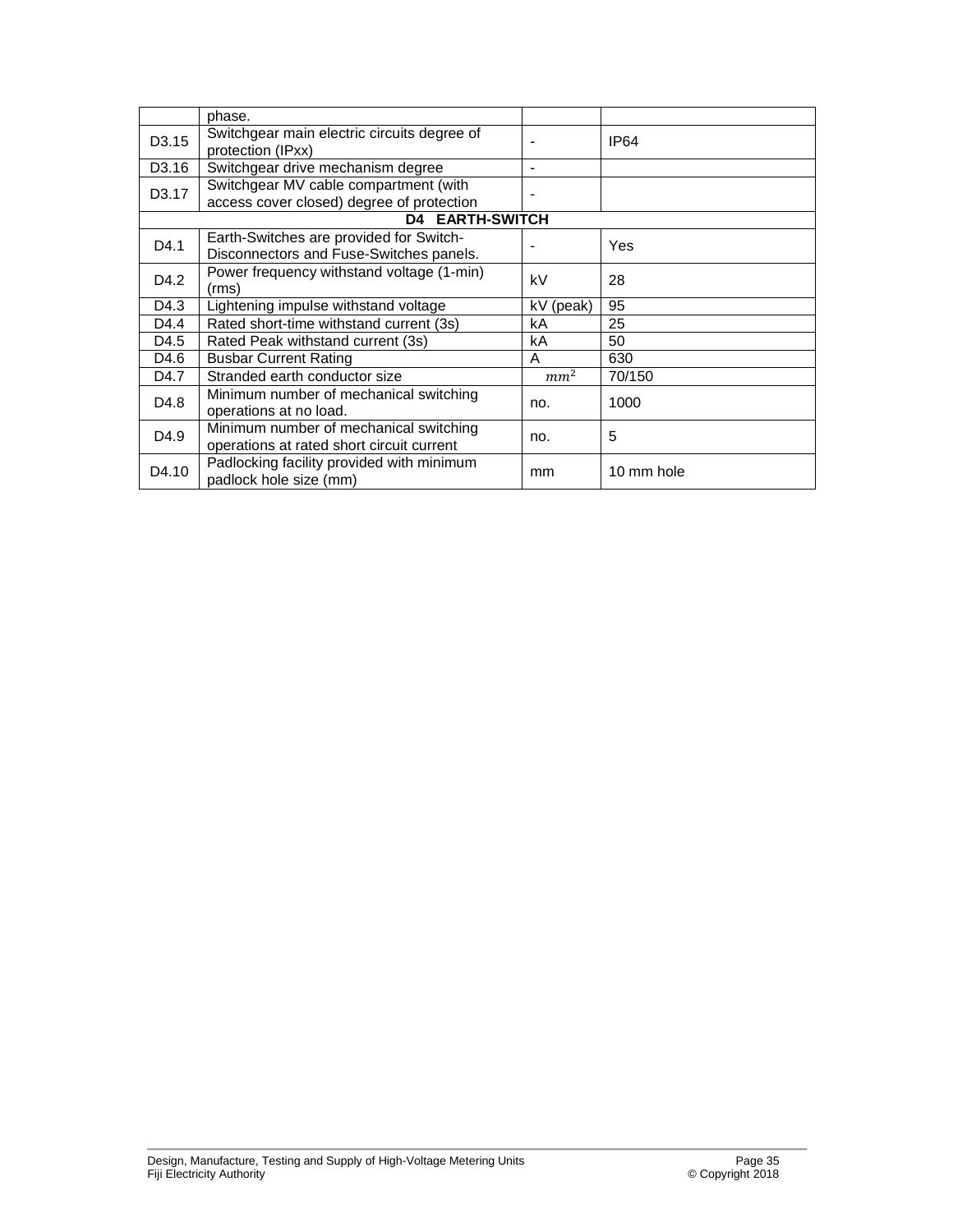|  |  |  |  |
|---|---|---|---|
|  | phase. |  |  |
| D3.15 | Switchgear main electric circuits degree of protection (IPxx) | - | IP64 |
| D3.16 | Switchgear drive mechanism degree | - |  |
| D3.17 | Switchgear MV cable compartment (with access cover closed) degree of protection | - |  |
| **D4 EARTH-SWITCH** |  |  |  |
| D4.1 | Earth-Switches are provided for Switch-Disconnectors and Fuse-Switches panels. | - | Yes |
| D4.2 | Power frequency withstand voltage (1-min) (rms) | kV | 28 |
| D4.3 | Lightening impulse withstand voltage | kV (peak) | 95 |
| D4.4 | Rated short-time withstand current (3s) | kA | 25 |
| D4.5 | Rated Peak withstand current (3s) | kA | 50 |
| D4.6 | Busbar Current Rating | A | 630 |
| D4.7 | Stranded earth conductor size | $mm^2$ | 70/150 |
| D4.8 | Minimum number of mechanical switching operations at no load. | no. | 1000 |
| D4.9 | Minimum number of mechanical switching operations at rated short circuit current | no. | 5 |
| D4.10 | Padlocking facility provided with minimum padlock hole size (mm) | mm | 10 mm hole |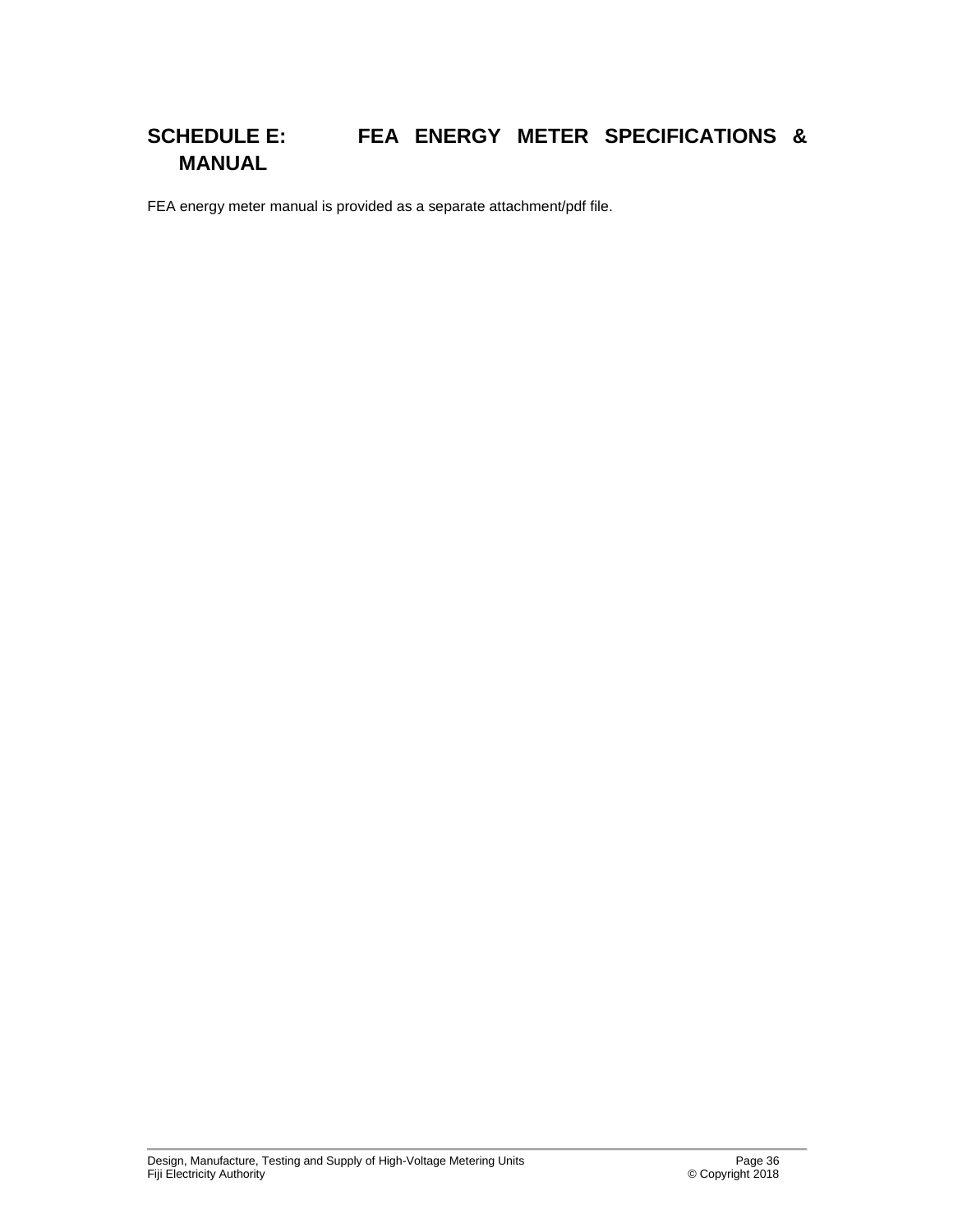# SCHEDULE E: FEA ENERGY METER SPECIFICATIONS & MANUAL

FEA energy meter manual is provided as a separate attachment/pdf file.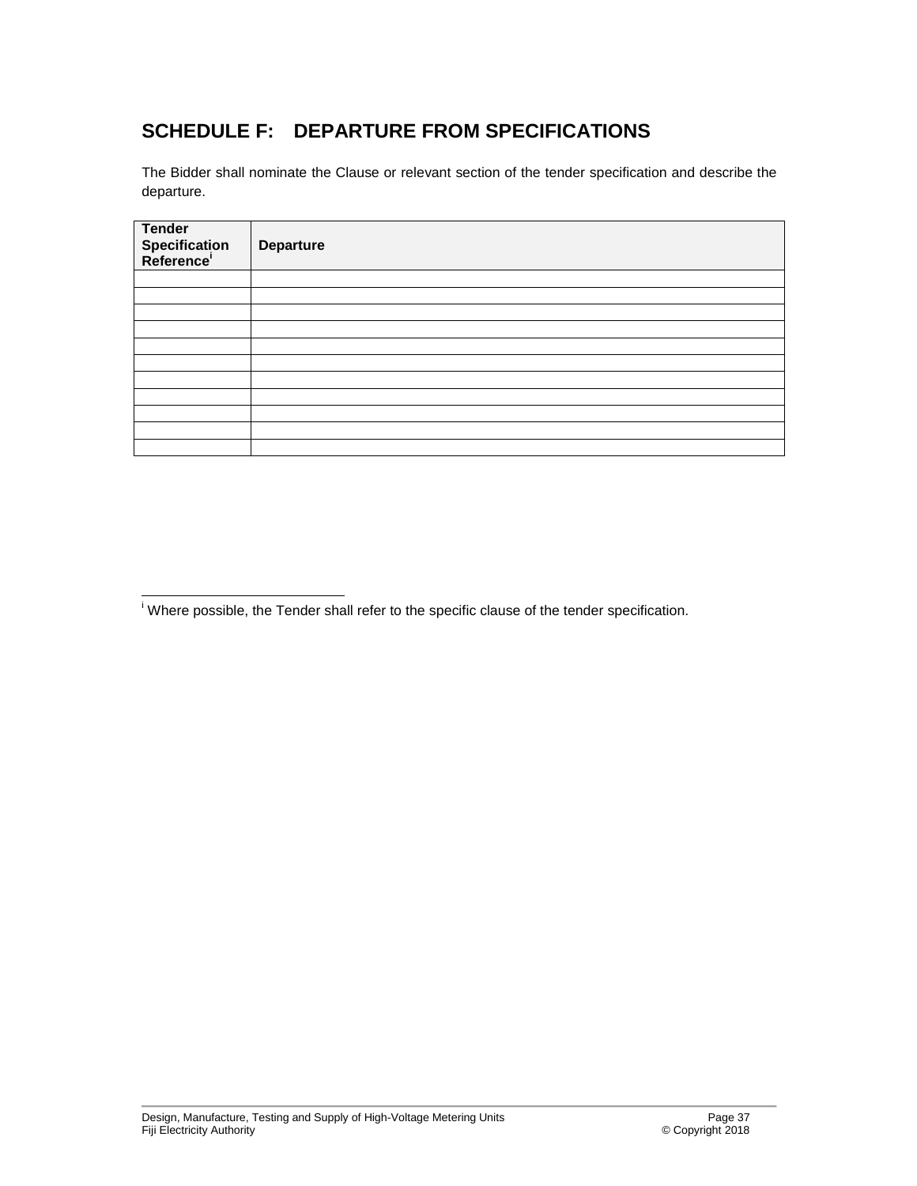# SCHEDULE F: DEPARTURE FROM SPECIFICATIONS

The Bidder shall nominate the Clause or relevant section of the tender specification and describe the departure.

| Tender Specification Reference[i] | Departure |
|---|---|
| | |
| | |
| | |
| | |
| | |
| | |
| | |
| | |
| | |
| | |
| | |

---

[i] Where possible, the Tender shall refer to the specific clause of the tender specification.